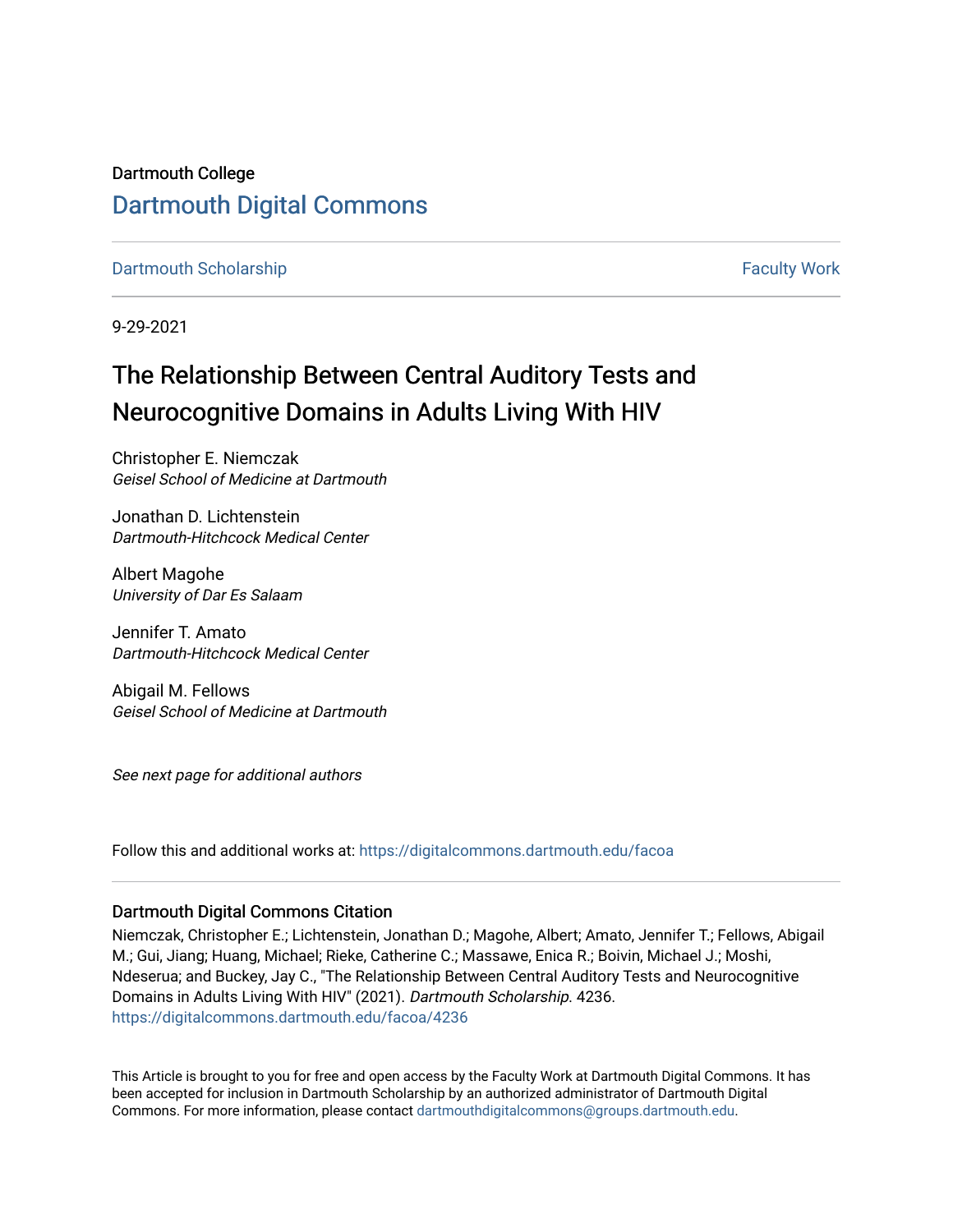Dartmouth College

# Dartmouth Digital Commons

Dartmouth Scholarship | Faculty Work

9-29-2021

## The Relationship Between Central Auditory Tests and Neurocognitive Domains in Adults Living With HIV

Christopher E. Niemczak
*Geisel School of Medicine at Dartmouth*

Jonathan D. Lichtenstein
*Dartmouth-Hitchcock Medical Center*

Albert Magohe
*University of Dar Es Salaam*

Jennifer T. Amato
*Dartmouth-Hitchcock Medical Center*

Abigail M. Fellows
*Geisel School of Medicine at Dartmouth*

*See next page for additional authors*

Follow this and additional works at: https://digitalcommons.dartmouth.edu/facoa

### Dartmouth Digital Commons Citation

Niemczak, Christopher E.; Lichtenstein, Jonathan D.; Magohe, Albert; Amato, Jennifer T.; Fellows, Abigail M.; Gui, Jiang; Huang, Michael; Rieke, Catherine C.; Massawe, Enica R.; Boivin, Michael J.; Moshi, Ndeserua; and Buckey, Jay C., "The Relationship Between Central Auditory Tests and Neurocognitive Domains in Adults Living With HIV" (2021). *Dartmouth Scholarship*. 4236.
https://digitalcommons.dartmouth.edu/facoa/4236

This Article is brought to you for free and open access by the Faculty Work at Dartmouth Digital Commons. It has been accepted for inclusion in Dartmouth Scholarship by an authorized administrator of Dartmouth Digital Commons. For more information, please contact dartmouthdigitalcommons@groups.dartmouth.edu.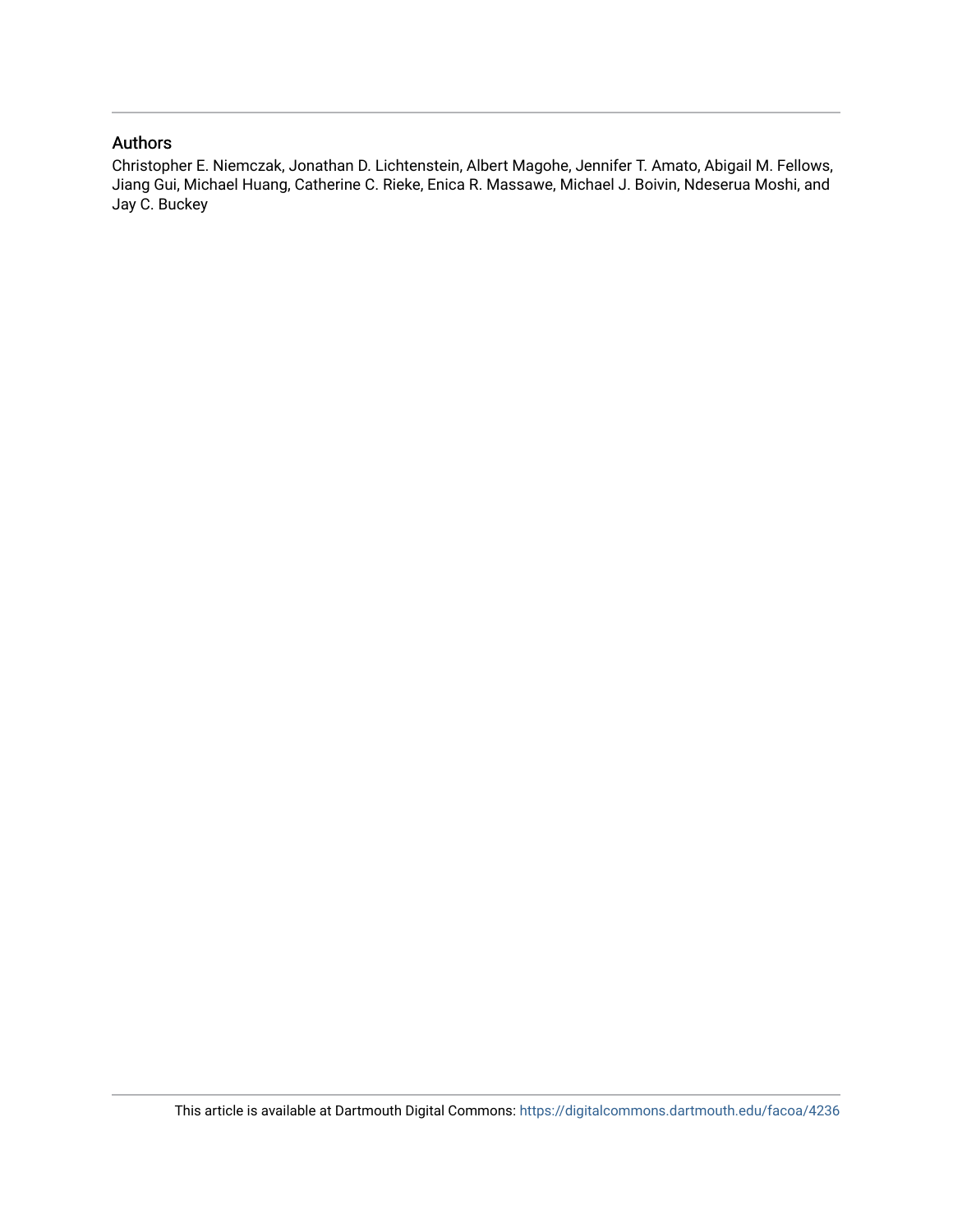## Authors

Christopher E. Niemczak, Jonathan D. Lichtenstein, Albert Magohe, Jennifer T. Amato, Abigail M. Fellows, Jiang Gui, Michael Huang, Catherine C. Rieke, Enica R. Massawe, Michael J. Boivin, Ndeserua Moshi, and Jay C. Buckey

This article is available at Dartmouth Digital Commons: https://digitalcommons.dartmouth.edu/facoa/4236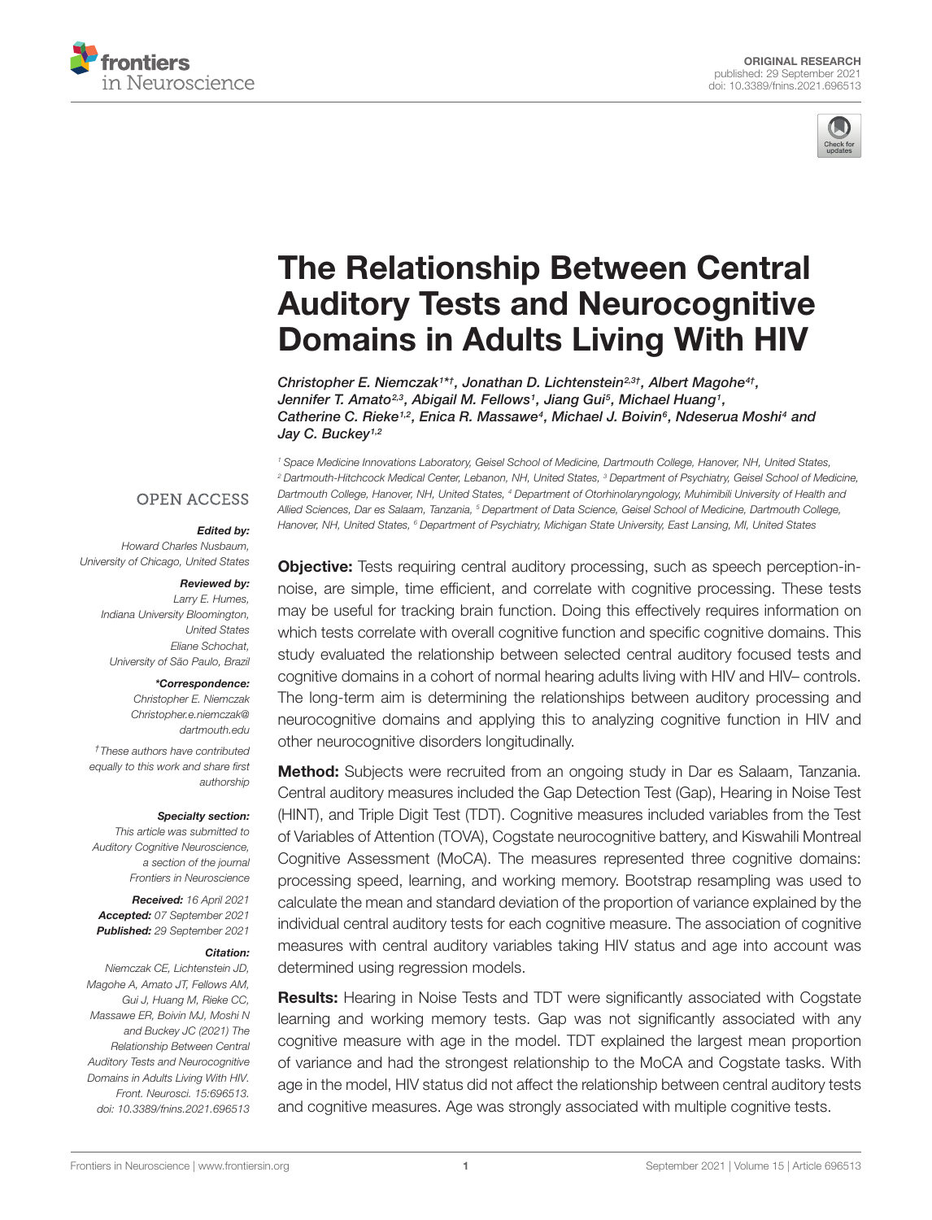# The Relationship Between Central Auditory Tests and Neurocognitive Domains in Adults Living With HIV

*Christopher E. Niemczak[1*†], Jonathan D. Lichtenstein[2,3†], Albert Magohe[4†], Jennifer T. Amato[2,3], Abigail M. Fellows[1], Jiang Gui[5], Michael Huang[1], Catherine C. Rieke[1,2], Enica R. Massawe[4], Michael J. Boivin[6], Ndeserua Moshi[4] and Jay C. Buckey[1,2]*

[1] Space Medicine Innovations Laboratory, Geisel School of Medicine, Dartmouth College, Hanover, NH, United States, [2] Dartmouth-Hitchcock Medical Center, Lebanon, NH, United States, [3] Department of Psychiatry, Geisel School of Medicine, Dartmouth College, Hanover, NH, United States, [4] Department of Otorhinolaryngology, Muhimbili University of Health and Allied Sciences, Dar es Salaam, Tanzania, [5] Department of Data Science, Geisel School of Medicine, Dartmouth College, Hanover, NH, United States, [6] Department of Psychiatry, Michigan State University, East Lansing, MI, United States

OPEN ACCESS

***Edited by:***
Howard Charles Nusbaum,
University of Chicago, United States

***Reviewed by:***
Larry E. Humes,
Indiana University Bloomington,
United States
Eliane Schochat,
University of São Paulo, Brazil

***\*Correspondence:***
Christopher E. Niemczak
Christopher.e.niemczak@dartmouth.edu

†These authors have contributed equally to this work and share first authorship

***Specialty section:***
This article was submitted to Auditory Cognitive Neuroscience, a section of the journal Frontiers in Neuroscience

***Received:*** 16 April 2021
***Accepted:*** 07 September 2021
***Published:*** 29 September 2021

***Citation:***
Niemczak CE, Lichtenstein JD, Magohe A, Amato JT, Fellows AM, Gui J, Huang M, Rieke CC, Massawe ER, Boivin MJ, Moshi N and Buckey JC (2021) The Relationship Between Central Auditory Tests and Neurocognitive Domains in Adults Living With HIV. Front. Neurosci. 15:696513. doi: 10.3389/fnins.2021.696513

**Objective:** Tests requiring central auditory processing, such as speech perception-in-noise, are simple, time efficient, and correlate with cognitive processing. These tests may be useful for tracking brain function. Doing this effectively requires information on which tests correlate with overall cognitive function and specific cognitive domains. This study evaluated the relationship between selected central auditory focused tests and cognitive domains in a cohort of normal hearing adults living with HIV and HIV– controls. The long-term aim is determining the relationships between auditory processing and neurocognitive domains and applying this to analyzing cognitive function in HIV and other neurocognitive disorders longitudinally.

**Method:** Subjects were recruited from an ongoing study in Dar es Salaam, Tanzania. Central auditory measures included the Gap Detection Test (Gap), Hearing in Noise Test (HINT), and Triple Digit Test (TDT). Cognitive measures included variables from the Test of Variables of Attention (TOVA), Cogstate neurocognitive battery, and Kiswahili Montreal Cognitive Assessment (MoCA). The measures represented three cognitive domains: processing speed, learning, and working memory. Bootstrap resampling was used to calculate the mean and standard deviation of the proportion of variance explained by the individual central auditory tests for each cognitive measure. The association of cognitive measures with central auditory variables taking HIV status and age into account was determined using regression models.

**Results:** Hearing in Noise Tests and TDT were significantly associated with Cogstate learning and working memory tests. Gap was not significantly associated with any cognitive measure with age in the model. TDT explained the largest mean proportion of variance and had the strongest relationship to the MoCA and Cogstate tasks. With age in the model, HIV status did not affect the relationship between central auditory tests and cognitive measures. Age was strongly associated with multiple cognitive tests.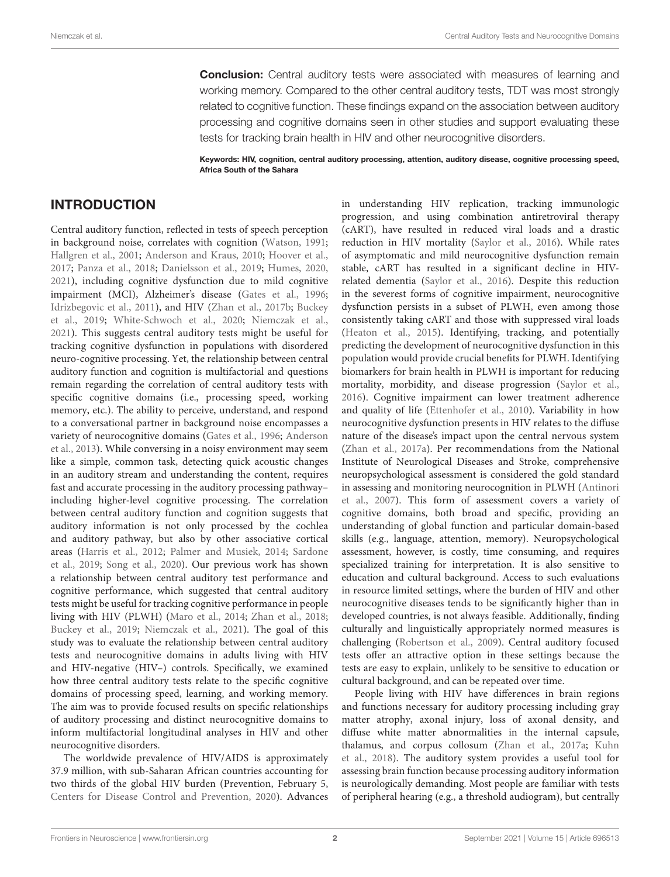**Conclusion:** Central auditory tests were associated with measures of learning and working memory. Compared to the other central auditory tests, TDT was most strongly related to cognitive function. These findings expand on the association between auditory processing and cognitive domains seen in other studies and support evaluating these tests for tracking brain health in HIV and other neurocognitive disorders.

**Keywords: HIV, cognition, central auditory processing, attention, auditory disease, cognitive processing speed, Africa South of the Sahara**

## INTRODUCTION

Central auditory function, reflected in tests of speech perception in background noise, correlates with cognition (Watson, 1991; Hallgren et al., 2001; Anderson and Kraus, 2010; Hoover et al., 2017; Panza et al., 2018; Danielsson et al., 2019; Humes, 2020, 2021), including cognitive dysfunction due to mild cognitive impairment (MCI), Alzheimer's disease (Gates et al., 1996; Idrizbegovic et al., 2011), and HIV (Zhan et al., 2017b; Buckey et al., 2019; White-Schwoch et al., 2020; Niemczak et al., 2021). This suggests central auditory tests might be useful for tracking cognitive dysfunction in populations with disordered neuro-cognitive processing. Yet, the relationship between central auditory function and cognition is multifactorial and questions remain regarding the correlation of central auditory tests with specific cognitive domains (i.e., processing speed, working memory, etc.). The ability to perceive, understand, and respond to a conversational partner in background noise encompasses a variety of neurocognitive domains (Gates et al., 1996; Anderson et al., 2013). While conversing in a noisy environment may seem like a simple, common task, detecting quick acoustic changes in an auditory stream and understanding the content, requires fast and accurate processing in the auditory processing pathway–including higher-level cognitive processing. The correlation between central auditory function and cognition suggests that auditory information is not only processed by the cochlea and auditory pathway, but also by other associative cortical areas (Harris et al., 2012; Palmer and Musiek, 2014; Sardone et al., 2019; Song et al., 2020). Our previous work has shown a relationship between central auditory test performance and cognitive performance, which suggested that central auditory tests might be useful for tracking cognitive performance in people living with HIV (PLWH) (Maro et al., 2014; Zhan et al., 2018; Buckey et al., 2019; Niemczak et al., 2021). The goal of this study was to evaluate the relationship between central auditory tests and neurocognitive domains in adults living with HIV and HIV-negative (HIV–) controls. Specifically, we examined how three central auditory tests relate to the specific cognitive domains of processing speed, learning, and working memory. The aim was to provide focused results on specific relationships of auditory processing and distinct neurocognitive domains to inform multifactorial longitudinal analyses in HIV and other neurocognitive disorders.

The worldwide prevalence of HIV/AIDS is approximately 37.9 million, with sub-Saharan African countries accounting for two thirds of the global HIV burden (Prevention, February 5, Centers for Disease Control and Prevention, 2020). Advances in understanding HIV replication, tracking immunologic progression, and using combination antiretroviral therapy (cART), have resulted in reduced viral loads and a drastic reduction in HIV mortality (Saylor et al., 2016). While rates of asymptomatic and mild neurocognitive dysfunction remain stable, cART has resulted in a significant decline in HIV-related dementia (Saylor et al., 2016). Despite this reduction in the severest forms of cognitive impairment, neurocognitive dysfunction persists in a subset of PLWH, even among those consistently taking cART and those with suppressed viral loads (Heaton et al., 2015). Identifying, tracking, and potentially predicting the development of neurocognitive dysfunction in this population would provide crucial benefits for PLWH. Identifying biomarkers for brain health in PLWH is important for reducing mortality, morbidity, and disease progression (Saylor et al., 2016). Cognitive impairment can lower treatment adherence and quality of life (Ettenhofer et al., 2010). Variability in how neurocognitive dysfunction presents in HIV relates to the diffuse nature of the disease's impact upon the central nervous system (Zhan et al., 2017a). Per recommendations from the National Institute of Neurological Diseases and Stroke, comprehensive neuropsychological assessment is considered the gold standard in assessing and monitoring neurocognition in PLWH (Antinori et al., 2007). This form of assessment covers a variety of cognitive domains, both broad and specific, providing an understanding of global function and particular domain-based skills (e.g., language, attention, memory). Neuropsychological assessment, however, is costly, time consuming, and requires specialized training for interpretation. It is also sensitive to education and cultural background. Access to such evaluations in resource limited settings, where the burden of HIV and other neurocognitive diseases tends to be significantly higher than in developed countries, is not always feasible. Additionally, finding culturally and linguistically appropriately normed measures is challenging (Robertson et al., 2009). Central auditory focused tests offer an attractive option in these settings because the tests are easy to explain, unlikely to be sensitive to education or cultural background, and can be repeated over time.

People living with HIV have differences in brain regions and functions necessary for auditory processing including gray matter atrophy, axonal injury, loss of axonal density, and diffuse white matter abnormalities in the internal capsule, thalamus, and corpus collosum (Zhan et al., 2017a; Kuhn et al., 2018). The auditory system provides a useful tool for assessing brain function because processing auditory information is neurologically demanding. Most people are familiar with tests of peripheral hearing (e.g., a threshold audiogram), but centrally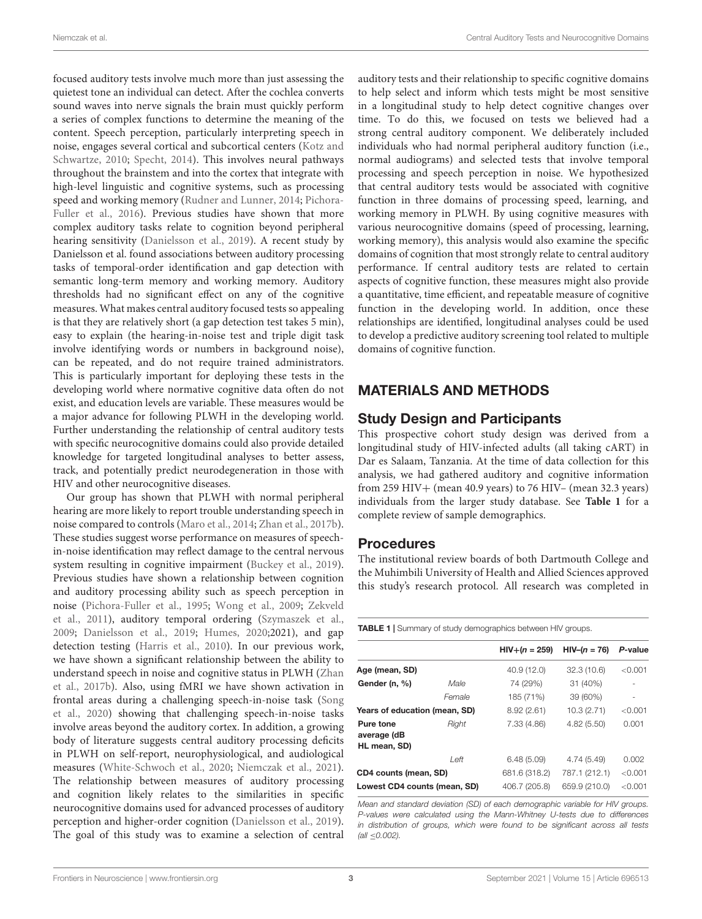focused auditory tests involve much more than just assessing the quietest tone an individual can detect. After the cochlea converts sound waves into nerve signals the brain must quickly perform a series of complex functions to determine the meaning of the content. Speech perception, particularly interpreting speech in noise, engages several cortical and subcortical centers (Kotz and Schwartze, 2010; Specht, 2014). This involves neural pathways throughout the brainstem and into the cortex that integrate with high-level linguistic and cognitive systems, such as processing speed and working memory (Rudner and Lunner, 2014; Pichora-Fuller et al., 2016). Previous studies have shown that more complex auditory tasks relate to cognition beyond peripheral hearing sensitivity (Danielsson et al., 2019). A recent study by Danielsson et al. found associations between auditory processing tasks of temporal-order identification and gap detection with semantic long-term memory and working memory. Auditory thresholds had no significant effect on any of the cognitive measures. What makes central auditory focused tests so appealing is that they are relatively short (a gap detection test takes 5 min), easy to explain (the hearing-in-noise test and triple digit task involve identifying words or numbers in background noise), can be repeated, and do not require trained administrators. This is particularly important for deploying these tests in the developing world where normative cognitive data often do not exist, and education levels are variable. These measures would be a major advance for following PLWH in the developing world. Further understanding the relationship of central auditory tests with specific neurocognitive domains could also provide detailed knowledge for targeted longitudinal analyses to better assess, track, and potentially predict neurodegeneration in those with HIV and other neurocognitive diseases.

Our group has shown that PLWH with normal peripheral hearing are more likely to report trouble understanding speech in noise compared to controls (Maro et al., 2014; Zhan et al., 2017b). These studies suggest worse performance on measures of speech-in-noise identification may reflect damage to the central nervous system resulting in cognitive impairment (Buckey et al., 2019). Previous studies have shown a relationship between cognition and auditory processing ability such as speech perception in noise (Pichora-Fuller et al., 1995; Wong et al., 2009; Zekveld et al., 2011), auditory temporal ordering (Szymaszek et al., 2009; Danielsson et al., 2019; Humes, 2020;2021), and gap detection testing (Harris et al., 2010). In our previous work, we have shown a significant relationship between the ability to understand speech in noise and cognitive status in PLWH (Zhan et al., 2017b). Also, using fMRI we have shown activation in frontal areas during a challenging speech-in-noise task (Song et al., 2020) showing that challenging speech-in-noise tasks involve areas beyond the auditory cortex. In addition, a growing body of literature suggests central auditory processing deficits in PLWH on self-report, neurophysiological, and audiological measures (White-Schwoch et al., 2020; Niemczak et al., 2021). The relationship between measures of auditory processing and cognition likely relates to the similarities in specific neurocognitive domains used for advanced processes of auditory perception and higher-order cognition (Danielsson et al., 2019). The goal of this study was to examine a selection of central auditory tests and their relationship to specific cognitive domains to help select and inform which tests might be most sensitive in a longitudinal study to help detect cognitive changes over time. To do this, we focused on tests we believed had a strong central auditory component. We deliberately included individuals who had normal peripheral auditory function (i.e., normal audiograms) and selected tests that involve temporal processing and speech perception in noise. We hypothesized that central auditory tests would be associated with cognitive function in three domains of processing speed, learning, and working memory in PLWH. By using cognitive measures with various neurocognitive domains (speed of processing, learning, working memory), this analysis would also examine the specific domains of cognition that most strongly relate to central auditory performance. If central auditory tests are related to certain aspects of cognitive function, these measures might also provide a quantitative, time efficient, and repeatable measure of cognitive function in the developing world. In addition, once these relationships are identified, longitudinal analyses could be used to develop a predictive auditory screening tool related to multiple domains of cognitive function.

## MATERIALS AND METHODS

### Study Design and Participants

This prospective cohort study design was derived from a longitudinal study of HIV-infected adults (all taking cART) in Dar es Salaam, Tanzania. At the time of data collection for this analysis, we had gathered auditory and cognitive information from 259 HIV+ (mean 40.9 years) to 76 HIV– (mean 32.3 years) individuals from the larger study database. See **Table 1** for a complete review of sample demographics.

### Procedures

The institutional review boards of both Dartmouth College and the Muhimbili University of Health and Allied Sciences approved this study's research protocol. All research was completed in

**TABLE 1** | Summary of study demographics between HIV groups.

| | | HIV+(n = 259) | HIV–(n = 76) | P-value |
|---|---|---|---|---|
| **Age (mean, SD)** | | 40.9 (12.0) | 32.3 (10.6) | <0.001 |
| **Gender (n, %)** | *Male* | 74 (29%) | 31 (40%) | - |
| | *Female* | 185 (71%) | 39 (60%) | - |
| **Years of education (mean, SD)** | | 8.92 (2.61) | 10.3 (2.71) | <0.001 |
| **Pure tone average (dB HL mean, SD)** | *Right* | 7.33 (4.86) | 4.82 (5.50) | 0.001 |
| | *Left* | 6.48 (5.09) | 4.74 (5.49) | 0.002 |
| **CD4 counts (mean, SD)** | | 681.6 (318.2) | 787.1 (212.1) | <0.001 |
| **Lowest CD4 counts (mean, SD)** | | 406.7 (205.8) | 659.9 (210.0) | <0.001 |

*Mean and standard deviation (SD) of each demographic variable for HIV groups. P-values were calculated using the Mann-Whitney U-tests due to differences in distribution of groups, which were found to be significant across all tests (all ≤0.002).*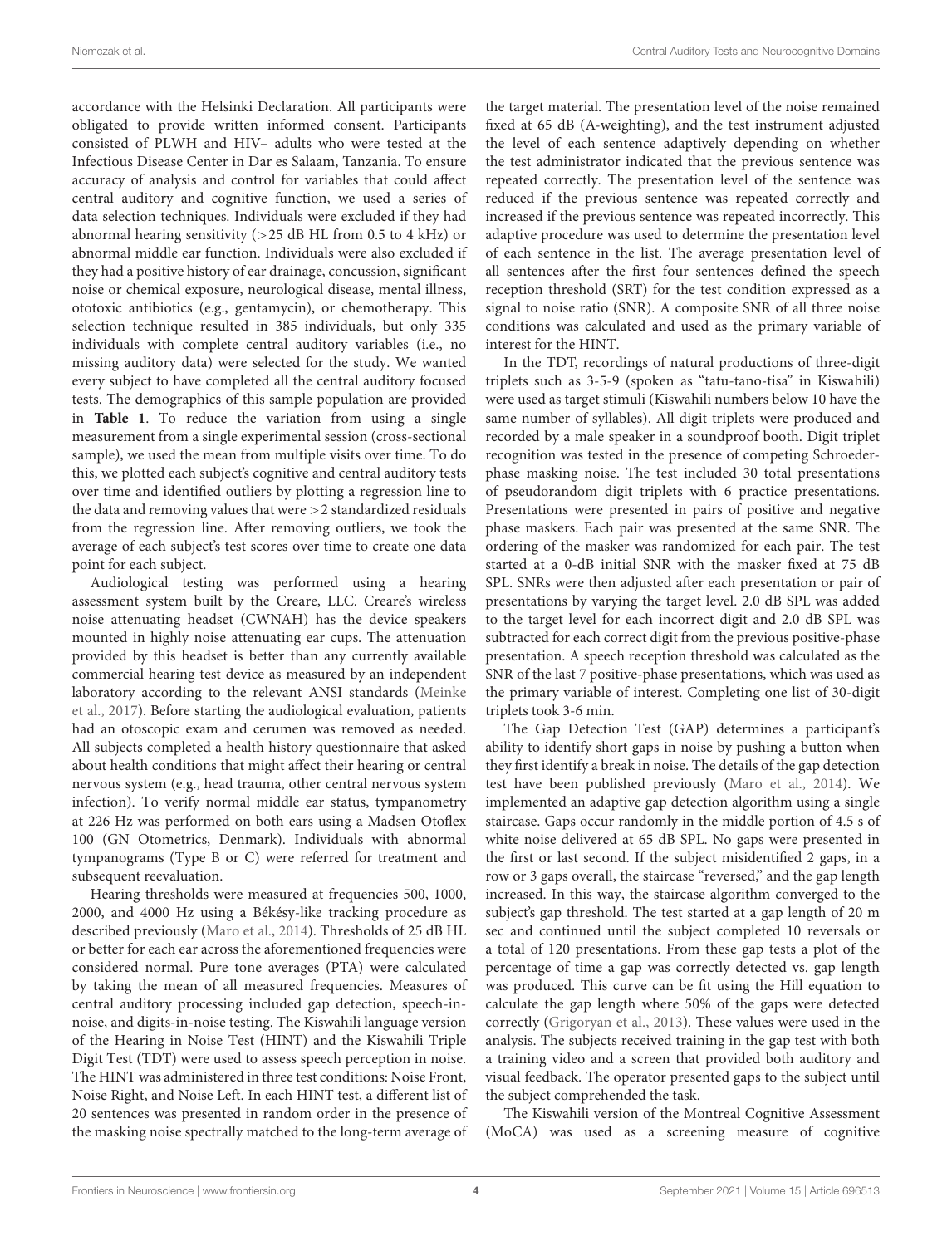accordance with the Helsinki Declaration. All participants were obligated to provide written informed consent. Participants consisted of PLWH and HIV– adults who were tested at the Infectious Disease Center in Dar es Salaam, Tanzania. To ensure accuracy of analysis and control for variables that could affect central auditory and cognitive function, we used a series of data selection techniques. Individuals were excluded if they had abnormal hearing sensitivity (>25 dB HL from 0.5 to 4 kHz) or abnormal middle ear function. Individuals were also excluded if they had a positive history of ear drainage, concussion, significant noise or chemical exposure, neurological disease, mental illness, ototoxic antibiotics (e.g., gentamycin), or chemotherapy. This selection technique resulted in 385 individuals, but only 335 individuals with complete central auditory variables (i.e., no missing auditory data) were selected for the study. We wanted every subject to have completed all the central auditory focused tests. The demographics of this sample population are provided in **Table 1**. To reduce the variation from using a single measurement from a single experimental session (cross-sectional sample), we used the mean from multiple visits over time. To do this, we plotted each subject's cognitive and central auditory tests over time and identified outliers by plotting a regression line to the data and removing values that were >2 standardized residuals from the regression line. After removing outliers, we took the average of each subject's test scores over time to create one data point for each subject.

Audiological testing was performed using a hearing assessment system built by the Creare, LLC. Creare's wireless noise attenuating headset (CWNAH) has the device speakers mounted in highly noise attenuating ear cups. The attenuation provided by this headset is better than any currently available commercial hearing test device as measured by an independent laboratory according to the relevant ANSI standards (Meinke et al., 2017). Before starting the audiological evaluation, patients had an otoscopic exam and cerumen was removed as needed. All subjects completed a health history questionnaire that asked about health conditions that might affect their hearing or central nervous system (e.g., head trauma, other central nervous system infection). To verify normal middle ear status, tympanometry at 226 Hz was performed on both ears using a Madsen Otoflex 100 (GN Otometrics, Denmark). Individuals with abnormal tympanograms (Type B or C) were referred for treatment and subsequent reevaluation.

Hearing thresholds were measured at frequencies 500, 1000, 2000, and 4000 Hz using a Békésy-like tracking procedure as described previously (Maro et al., 2014). Thresholds of 25 dB HL or better for each ear across the aforementioned frequencies were considered normal. Pure tone averages (PTA) were calculated by taking the mean of all measured frequencies. Measures of central auditory processing included gap detection, speech-in-noise, and digits-in-noise testing. The Kiswahili language version of the Hearing in Noise Test (HINT) and the Kiswahili Triple Digit Test (TDT) were used to assess speech perception in noise. The HINT was administered in three test conditions: Noise Front, Noise Right, and Noise Left. In each HINT test, a different list of 20 sentences was presented in random order in the presence of the masking noise spectrally matched to the long-term average of the target material. The presentation level of the noise remained fixed at 65 dB (A-weighting), and the test instrument adjusted the level of each sentence adaptively depending on whether the test administrator indicated that the previous sentence was repeated correctly. The presentation level of the sentence was reduced if the previous sentence was repeated correctly and increased if the previous sentence was repeated incorrectly. This adaptive procedure was used to determine the presentation level of each sentence in the list. The average presentation level of all sentences after the first four sentences defined the speech reception threshold (SRT) for the test condition expressed as a signal to noise ratio (SNR). A composite SNR of all three noise conditions was calculated and used as the primary variable of interest for the HINT.

In the TDT, recordings of natural productions of three-digit triplets such as 3-5-9 (spoken as "tatu-tano-tisa" in Kiswahili) were used as target stimuli (Kiswahili numbers below 10 have the same number of syllables). All digit triplets were produced and recorded by a male speaker in a soundproof booth. Digit triplet recognition was tested in the presence of competing Schroeder-phase masking noise. The test included 30 total presentations of pseudorandom digit triplets with 6 practice presentations. Presentations were presented in pairs of positive and negative phase maskers. Each pair was presented at the same SNR. The ordering of the masker was randomized for each pair. The test started at a 0-dB initial SNR with the masker fixed at 75 dB SPL. SNRs were then adjusted after each presentation or pair of presentations by varying the target level. 2.0 dB SPL was added to the target level for each incorrect digit and 2.0 dB SPL was subtracted for each correct digit from the previous positive-phase presentation. A speech reception threshold was calculated as the SNR of the last 7 positive-phase presentations, which was used as the primary variable of interest. Completing one list of 30-digit triplets took 3-6 min.

The Gap Detection Test (GAP) determines a participant's ability to identify short gaps in noise by pushing a button when they first identify a break in noise. The details of the gap detection test have been published previously (Maro et al., 2014). We implemented an adaptive gap detection algorithm using a single staircase. Gaps occur randomly in the middle portion of 4.5 s of white noise delivered at 65 dB SPL. No gaps were presented in the first or last second. If the subject misidentified 2 gaps, in a row or 3 gaps overall, the staircase "reversed," and the gap length increased. In this way, the staircase algorithm converged to the subject's gap threshold. The test started at a gap length of 20 m sec and continued until the subject completed 10 reversals or a total of 120 presentations. From these gap tests a plot of the percentage of time a gap was correctly detected vs. gap length was produced. This curve can be fit using the Hill equation to calculate the gap length where 50% of the gaps were detected correctly (Grigoryan et al., 2013). These values were used in the analysis. The subjects received training in the gap test with both a training video and a screen that provided both auditory and visual feedback. The operator presented gaps to the subject until the subject comprehended the task.

The Kiswahili version of the Montreal Cognitive Assessment (MoCA) was used as a screening measure of cognitive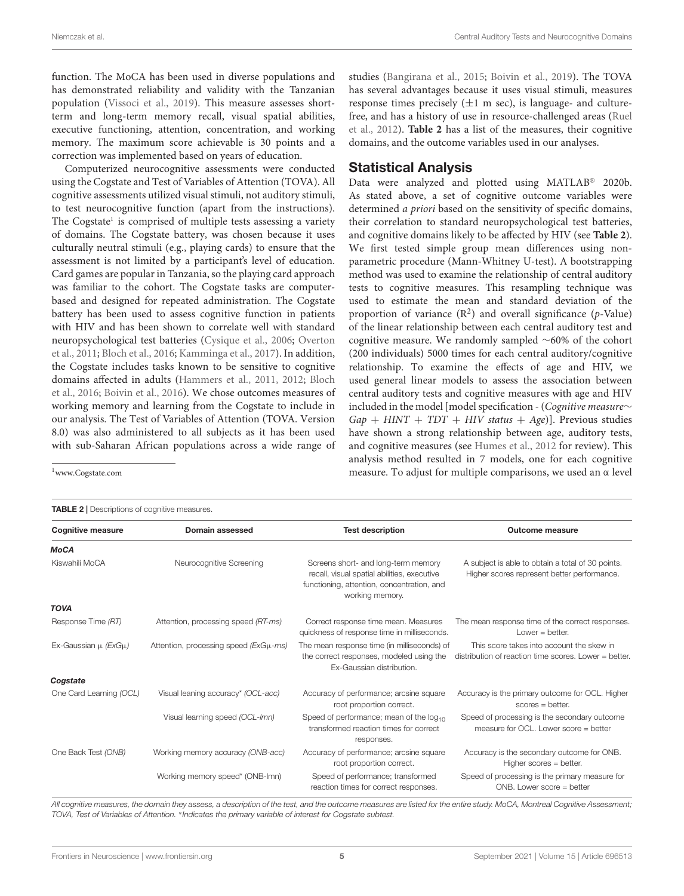function. The MoCA has been used in diverse populations and has demonstrated reliability and validity with the Tanzanian population (Vissoci et al., 2019). This measure assesses short-term and long-term memory recall, visual spatial abilities, executive functioning, attention, concentration, and working memory. The maximum score achievable is 30 points and a correction was implemented based on years of education.

Computerized neurocognitive assessments were conducted using the Cogstate and Test of Variables of Attention (TOVA). All cognitive assessments utilized visual stimuli, not auditory stimuli, to test neurocognitive function (apart from the instructions). The Cogstate[1] is comprised of multiple tests assessing a variety of domains. The Cogstate battery, was chosen because it uses culturally neutral stimuli (e.g., playing cards) to ensure that the assessment is not limited by a participant's level of education. Card games are popular in Tanzania, so the playing card approach was familiar to the cohort. The Cogstate tasks are computer-based and designed for repeated administration. The Cogstate battery has been used to assess cognitive function in patients with HIV and has been shown to correlate well with standard neuropsychological test batteries (Cysique et al., 2006; Overton et al., 2011; Bloch et al., 2016; Kamminga et al., 2017). In addition, the Cogstate includes tasks known to be sensitive to cognitive domains affected in adults (Hammers et al., 2011, 2012; Bloch et al., 2016; Boivin et al., 2016). We chose outcomes measures of working memory and learning from the Cogstate to include in our analysis. The Test of Variables of Attention (TOVA. Version 8.0) was also administered to all subjects as it has been used with sub-Saharan African populations across a wide range of studies (Bangirana et al., 2015; Boivin et al., 2019). The TOVA has several advantages because it uses visual stimuli, measures response times precisely (±1 m sec), is language- and culture-free, and has a history of use in resource-challenged areas (Ruel et al., 2012). **Table 2** has a list of the measures, their cognitive domains, and the outcome variables used in our analyses.

[1] www.Cogstate.com

## Statistical Analysis

Data were analyzed and plotted using MATLAB® 2020b. As stated above, a set of cognitive outcome variables were determined *a priori* based on the sensitivity of specific domains, their correlation to standard neuropsychological test batteries, and cognitive domains likely to be affected by HIV (see **Table 2**). We first tested simple group mean differences using non-parametric procedure (Mann-Whitney U-test). A bootstrapping method was used to examine the relationship of central auditory tests to cognitive measures. This resampling technique was used to estimate the mean and standard deviation of the proportion of variance ($R^2$) and overall significance (*p*-Value) of the linear relationship between each central auditory test and cognitive measure. We randomly sampled ~60% of the cohort (200 individuals) 5000 times for each central auditory/cognitive relationship. To examine the effects of age and HIV, we used general linear models to assess the association between central auditory tests and cognitive measures with age and HIV included in the model [model specification - ($Cognitive\ measure \sim Gap + HINT + TDT + HIV\ status + Age$)]. Previous studies have shown a strong relationship between age, auditory tests, and cognitive measures (see Humes et al., 2012 for review). This analysis method resulted in 7 models, one for each cognitive measure. To adjust for multiple comparisons, we used an α level

**TABLE 2** | Descriptions of cognitive measures.

| Cognitive measure | Domain assessed | Test description | Outcome measure |
|---|---|---|---|
| ***MoCA*** | | | |
| Kiswahili MoCA | Neurocognitive Screening | Screens short- and long-term memory recall, visual spatial abilities, executive functioning, attention, concentration, and working memory. | A subject is able to obtain a total of 30 points. Higher scores represent better performance. |
| ***TOVA*** | | | |
| Response Time *(RT)* | Attention, processing speed *(RT-ms)* | Correct response time mean. Measures quickness of response time in milliseconds. | The mean response time of the correct responses. Lower = better. |
| Ex-Gaussian μ *(ExGμ)* | Attention, processing speed *(ExGμ-ms)* | The mean response time (in milliseconds) of the correct responses, modeled using the Ex-Gaussian distribution. | This score takes into account the skew in distribution of reaction time scores. Lower = better. |
| ***Cogstate*** | | | |
| One Card Learning *(OCL)* | Visual leaning accuracy* *(OCL-acc)* | Accuracy of performance; arcsine square root proportion correct. | Accuracy is the primary outcome for OCL. Higher scores = better. |
| | Visual learning speed *(OCL-lmn)* | Speed of performance; mean of the $\log_{10}$ transformed reaction times for correct responses. | Speed of processing is the secondary outcome measure for OCL. Lower score = better |
| One Back Test *(ONB)* | Working memory accuracy *(ONB-acc)* | Accuracy of performance; arcsine square root proportion correct. | Accuracy is the secondary outcome for ONB. Higher scores = better. |
| | Working memory speed* (ONB-lmn) | Speed of performance; transformed reaction times for correct responses. | Speed of processing is the primary measure for ONB. Lower score = better |

*All cognitive measures, the domain they assess, a description of the test, and the outcome measures are listed for the entire study. MoCA, Montreal Cognitive Assessment; TOVA, Test of Variables of Attention. *Indicates the primary variable of interest for Cogstate subtest.*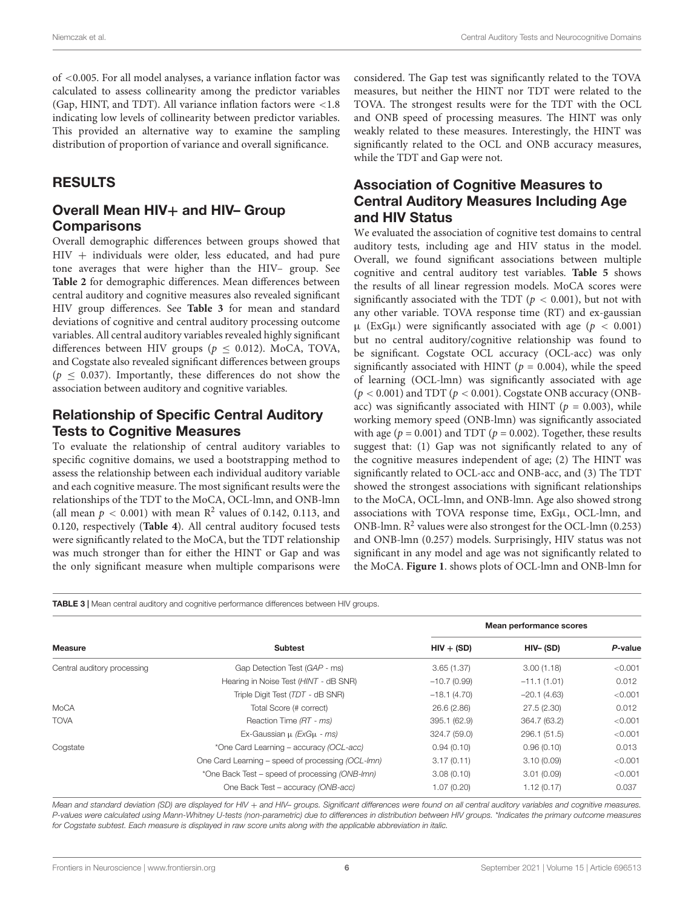of <0.005. For all model analyses, a variance inflation factor was calculated to assess collinearity among the predictor variables (Gap, HINT, and TDT). All variance inflation factors were <1.8 indicating low levels of collinearity between predictor variables. This provided an alternative way to examine the sampling distribution of proportion of variance and overall significance.

## RESULTS

### Overall Mean HIV+ and HIV– Group Comparisons

Overall demographic differences between groups showed that HIV + individuals were older, less educated, and had pure tone averages that were higher than the HIV– group. See **Table 2** for demographic differences. Mean differences between central auditory and cognitive measures also revealed significant HIV group differences. See **Table 3** for mean and standard deviations of cognitive and central auditory processing outcome variables. All central auditory variables revealed highly significant differences between HIV groups ($p \leq 0.012$). MoCA, TOVA, and Cogstate also revealed significant differences between groups ($p \leq 0.037$). Importantly, these differences do not show the association between auditory and cognitive variables.

### Relationship of Specific Central Auditory Tests to Cognitive Measures

To evaluate the relationship of central auditory variables to specific cognitive domains, we used a bootstrapping method to assess the relationship between each individual auditory variable and each cognitive measure. The most significant results were the relationships of the TDT to the MoCA, OCL-lmn, and ONB-lmn (all mean $p < 0.001$) with mean $R^2$ values of 0.142, 0.113, and 0.120, respectively (**Table 4**). All central auditory focused tests were significantly related to the MoCA, but the TDT relationship was much stronger than for either the HINT or Gap and was the only significant measure when multiple comparisons were considered. The Gap test was significantly related to the TOVA measures, but neither the HINT nor TDT were related to the TOVA. The strongest results were for the TDT with the OCL and ONB speed of processing measures. The HINT was only weakly related to these measures. Interestingly, the HINT was significantly related to the OCL and ONB accuracy measures, while the TDT and Gap were not.

### Association of Cognitive Measures to Central Auditory Measures Including Age and HIV Status

We evaluated the association of cognitive test domains to central auditory tests, including age and HIV status in the model. Overall, we found significant associations between multiple cognitive and central auditory test variables. **Table 5** shows the results of all linear regression models. MoCA scores were significantly associated with the TDT ($p < 0.001$), but not with any other variable. TOVA response time (RT) and ex-gaussian μ (ExGμ) were significantly associated with age ($p < 0.001$) but no central auditory/cognitive relationship was found to be significant. Cogstate OCL accuracy (OCL-acc) was only significantly associated with HINT ($p = 0.004$), while the speed of learning (OCL-lmn) was significantly associated with age ($p < 0.001$) and TDT ($p < 0.001$). Cogstate ONB accuracy (ONB-acc) was significantly associated with HINT ($p = 0.003$), while working memory speed (ONB-lmn) was significantly associated with age ($p = 0.001$) and TDT ($p = 0.002$). Together, these results suggest that: (1) Gap was not significantly related to any of the cognitive measures independent of age; (2) The HINT was significantly related to OCL-acc and ONB-acc, and (3) The TDT showed the strongest associations with significant relationships to the MoCA, OCL-lmn, and ONB-lmn. Age also showed strong associations with TOVA response time, ExGμ, OCL-lmn, and ONB-lmn. $R^2$ values were also strongest for the OCL-lmn (0.253) and ONB-lmn (0.257) models. Surprisingly, HIV status was not significant in any model and age was not significantly related to the MoCA. **Figure 1**. shows plots of OCL-lmn and ONB-lmn for

**TABLE 3** | Mean central auditory and cognitive performance differences between HIV groups.

| Measure | Subtest | Mean performance scores | | |
|---|---|---|---|---|
| | | HIV + (SD) | HIV– (SD) | P-value |
| Central auditory processing | Gap Detection Test (*GAP* - ms) | 3.65 (1.37) | 3.00 (1.18) | <0.001 |
| | Hearing in Noise Test (*HINT* - dB SNR) | −10.7 (0.99) | −11.1 (1.01) | 0.012 |
| | Triple Digit Test (*TDT* - dB SNR) | −18.1 (4.70) | −20.1 (4.63) | <0.001 |
| MoCA | Total Score (# correct) | 26.6 (2.86) | 27.5 (2.30) | 0.012 |
| TOVA | Reaction Time *(RT - ms)* | 395.1 (62.9) | 364.7 (63.2) | <0.001 |
| | Ex-Gaussian μ *(ExGμ - ms)* | 324.7 (59.0) | 296.1 (51.5) | <0.001 |
| Cogstate | *One Card Learning – accuracy *(OCL-acc)* | 0.94 (0.10) | 0.96 (0.10) | 0.013 |
| | One Card Learning – speed of processing *(OCL-lmn)* | 3.17 (0.11) | 3.10 (0.09) | <0.001 |
| | *One Back Test – speed of processing *(ONB-lmn)* | 3.08 (0.10) | 3.01 (0.09) | <0.001 |
| | One Back Test – accuracy *(ONB-acc)* | 1.07 (0.20) | 1.12 (0.17) | 0.037 |

*Mean and standard deviation (SD) are displayed for HIV + and HIV– groups. Significant differences were found on all central auditory variables and cognitive measures. P-values were calculated using Mann-Whitney U-tests (non-parametric) due to differences in distribution between HIV groups. *Indicates the primary outcome measures for Cogstate subtest. Each measure is displayed in raw score units along with the applicable abbreviation in italic.*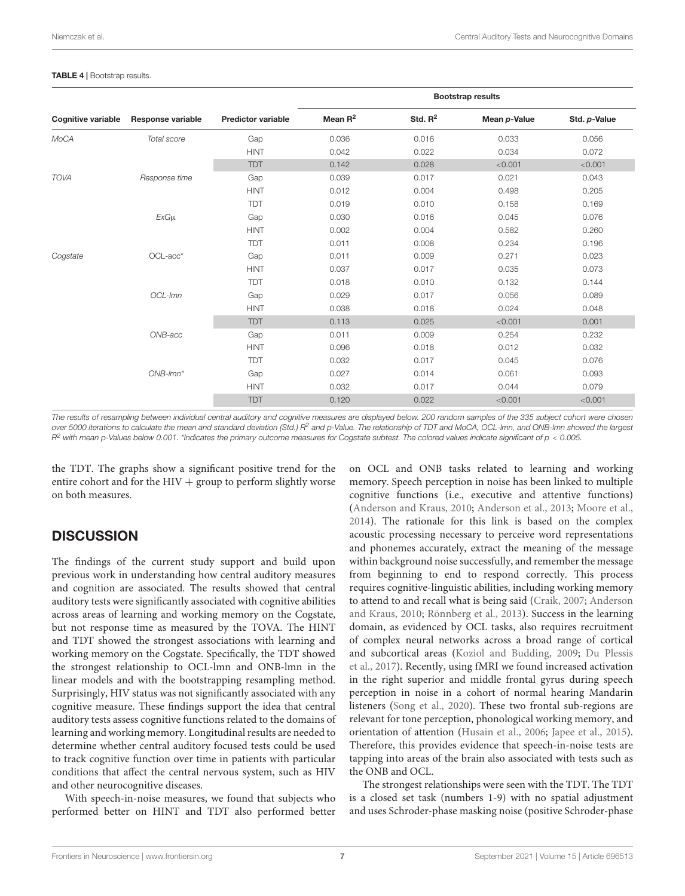**TABLE 4 |** Bootstrap results.

| Cognitive variable | Response variable | Predictor variable | Bootstrap results | | | |
|---|---|---|---|---|---|---|
| | | | Mean $R^2$ | Std. $R^2$ | Mean *p*-Value | Std. *p*-Value |
| *MoCA* | *Total score* | Gap | 0.036 | 0.016 | 0.033 | 0.056 |
| | | HINT | 0.042 | 0.022 | 0.034 | 0.072 |
| | | TDT | 0.142 | 0.028 | <0.001 | <0.001 |
| *TOVA* | *Response time* | Gap | 0.039 | 0.017 | 0.021 | 0.043 |
| | | HINT | 0.012 | 0.004 | 0.498 | 0.205 |
| | | TDT | 0.019 | 0.010 | 0.158 | 0.169 |
| | *ExGμ* | Gap | 0.030 | 0.016 | 0.045 | 0.076 |
| | | HINT | 0.002 | 0.004 | 0.582 | 0.260 |
| | | TDT | 0.011 | 0.008 | 0.234 | 0.196 |
| *Cogstate* | OCL-acc* | Gap | 0.011 | 0.009 | 0.271 | 0.023 |
| | | HINT | 0.037 | 0.017 | 0.035 | 0.073 |
| | | TDT | 0.018 | 0.010 | 0.132 | 0.144 |
| | *OCL-lmn* | Gap | 0.029 | 0.017 | 0.056 | 0.089 |
| | | HINT | 0.038 | 0.018 | 0.024 | 0.048 |
| | | TDT | 0.113 | 0.025 | <0.001 | 0.001 |
| | *ONB-acc* | Gap | 0.011 | 0.009 | 0.254 | 0.232 |
| | | HINT | 0.096 | 0.018 | 0.012 | 0.032 |
| | | TDT | 0.032 | 0.017 | 0.045 | 0.076 |
| | *ONB-lmn** | Gap | 0.027 | 0.014 | 0.061 | 0.093 |
| | | HINT | 0.032 | 0.017 | 0.044 | 0.079 |
| | | TDT | 0.120 | 0.022 | <0.001 | <0.001 |

*The results of resampling between individual central auditory and cognitive measures are displayed below. 200 random samples of the 335 subject cohort were chosen over 5000 iterations to calculate the mean and standard deviation (Std.) $R^2$ and p-Value. The relationship of TDT and MoCA, OCL-lmn, and ONB-lmn showed the largest $R^2$ with mean p-Values below 0.001. *Indicates the primary outcome measures for Cogstate subtest. The colored values indicate significant of $p < 0.005$.*

the TDT. The graphs show a significant positive trend for the entire cohort and for the HIV + group to perform slightly worse on both measures.

## DISCUSSION

The findings of the current study support and build upon previous work in understanding how central auditory measures and cognition are associated. The results showed that central auditory tests were significantly associated with cognitive abilities across areas of learning and working memory on the Cogstate, but not response time as measured by the TOVA. The HINT and TDT showed the strongest associations with learning and working memory on the Cogstate. Specifically, the TDT showed the strongest relationship to OCL-lmn and ONB-lmn in the linear models and with the bootstrapping resampling method. Surprisingly, HIV status was not significantly associated with any cognitive measure. These findings support the idea that central auditory tests assess cognitive functions related to the domains of learning and working memory. Longitudinal results are needed to determine whether central auditory focused tests could be used to track cognitive function over time in patients with particular conditions that affect the central nervous system, such as HIV and other neurocognitive diseases.

With speech-in-noise measures, we found that subjects who performed better on HINT and TDT also performed better on OCL and ONB tasks related to learning and working memory. Speech perception in noise has been linked to multiple cognitive functions (i.e., executive and attentive functions) (Anderson and Kraus, 2010; Anderson et al., 2013; Moore et al., 2014). The rationale for this link is based on the complex acoustic processing necessary to perceive word representations and phonemes accurately, extract the meaning of the message within background noise successfully, and remember the message from beginning to end to respond correctly. This process requires cognitive-linguistic abilities, including working memory to attend to and recall what is being said (Craik, 2007; Anderson and Kraus, 2010; Rönnberg et al., 2013). Success in the learning domain, as evidenced by OCL tasks, also requires recruitment of complex neural networks across a broad range of cortical and subcortical areas (Koziol and Budding, 2009; Du Plessis et al., 2017). Recently, using fMRI we found increased activation in the right superior and middle frontal gyrus during speech perception in noise in a cohort of normal hearing Mandarin listeners (Song et al., 2020). These two frontal sub-regions are relevant for tone perception, phonological working memory, and orientation of attention (Husain et al., 2006; Japee et al., 2015). Therefore, this provides evidence that speech-in-noise tests are tapping into areas of the brain also associated with tests such as the ONB and OCL.

The strongest relationships were seen with the TDT. The TDT is a closed set task (numbers 1-9) with no spatial adjustment and uses Schroder-phase masking noise (positive Schroder-phase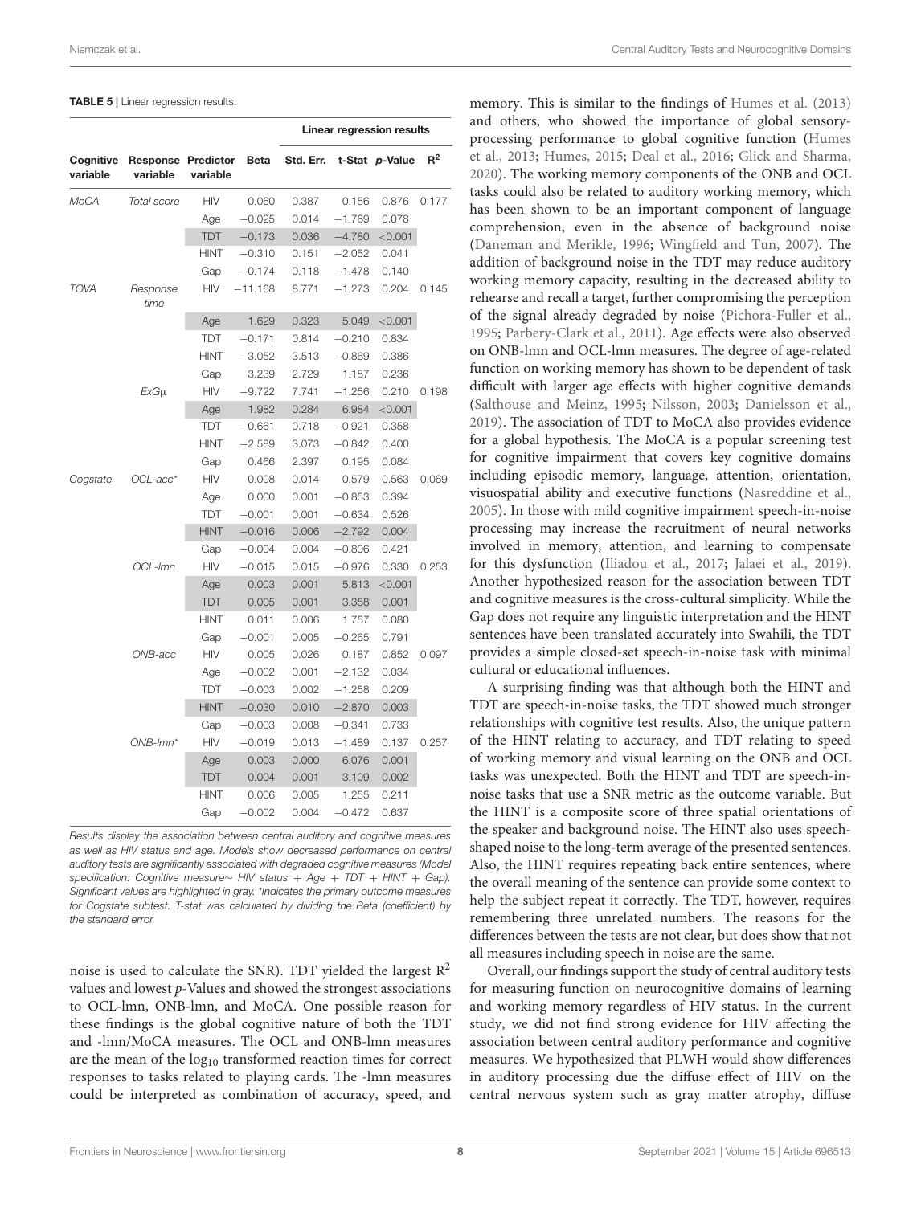**TABLE 5** | Linear regression results.

| Cognitive variable | Response variable | Predictor variable | Beta | Linear regression results Std. Err. | t-Stat | p-Value | $R^2$ |
|---|---|---|---|---|---|---|---|
| *MoCA* | *Total score* | HIV | 0.060 | 0.387 | 0.156 | 0.876 | 0.177 |
| | | Age | −0.025 | 0.014 | −1.769 | 0.078 | |
| | | TDT | −0.173 | 0.036 | −4.780 | <0.001 | |
| | | HINT | −0.310 | 0.151 | −2.052 | 0.041 | |
| | | Gap | −0.174 | 0.118 | −1.478 | 0.140 | |
| *TOVA* | *Response time* | HIV | −11.168 | 8.771 | −1.273 | 0.204 | 0.145 |
| | | Age | 1.629 | 0.323 | 5.049 | <0.001 | |
| | | TDT | −0.171 | 0.814 | −0.210 | 0.834 | |
| | | HINT | −3.052 | 3.513 | −0.869 | 0.386 | |
| | | Gap | 3.239 | 2.729 | 1.187 | 0.236 | |
| | *ExGμ* | HIV | −9.722 | 7.741 | −1.256 | 0.210 | 0.198 |
| | | Age | 1.982 | 0.284 | 6.984 | <0.001 | |
| | | TDT | −0.661 | 0.718 | −0.921 | 0.358 | |
| | | HINT | −2.589 | 3.073 | −0.842 | 0.400 | |
| | | Gap | 0.466 | 2.397 | 0.195 | 0.084 | |
| *Cogstate* | *OCL-acc** | HIV | 0.008 | 0.014 | 0.579 | 0.563 | 0.069 |
| | | Age | 0.000 | 0.001 | −0.853 | 0.394 | |
| | | TDT | −0.001 | 0.001 | −0.634 | 0.526 | |
| | | HINT | −0.016 | 0.006 | −2.792 | 0.004 | |
| | | Gap | −0.004 | 0.004 | −0.806 | 0.421 | |
| | *OCL-lmn* | HIV | −0.015 | 0.015 | −0.976 | 0.330 | 0.253 |
| | | Age | 0.003 | 0.001 | 5.813 | <0.001 | |
| | | TDT | 0.005 | 0.001 | 3.358 | 0.001 | |
| | | HINT | 0.011 | 0.006 | 1.757 | 0.080 | |
| | | Gap | −0.001 | 0.005 | −0.265 | 0.791 | |
| | *ONB-acc* | HIV | 0.005 | 0.026 | 0.187 | 0.852 | 0.097 |
| | | Age | −0.002 | 0.001 | −2.132 | 0.034 | |
| | | TDT | −0.003 | 0.002 | −1.258 | 0.209 | |
| | | HINT | −0.030 | 0.010 | −2.870 | 0.003 | |
| | | Gap | −0.003 | 0.008 | −0.341 | 0.733 | |
| | *ONB-lmn** | HIV | −0.019 | 0.013 | −1.489 | 0.137 | 0.257 |
| | | Age | 0.003 | 0.000 | 6.076 | 0.001 | |
| | | TDT | 0.004 | 0.001 | 3.109 | 0.002 | |
| | | HINT | 0.006 | 0.005 | 1.255 | 0.211 | |
| | | Gap | −0.002 | 0.004 | −0.472 | 0.637 | |

*Results display the association between central auditory and cognitive measures as well as HIV status and age. Models show decreased performance on central auditory tests are significantly associated with degraded cognitive measures (Model specification: Cognitive measure∼ HIV status + Age + TDT + HINT + Gap). Significant values are highlighted in gray. *Indicates the primary outcome measures for Cogstate subtest. T-stat was calculated by dividing the Beta (coefficient) by the standard error.*

noise is used to calculate the SNR). TDT yielded the largest $R^2$ values and lowest *p*-Values and showed the strongest associations to OCL-lmn, ONB-lmn, and MoCA. One possible reason for these findings is the global cognitive nature of both the TDT and -lmn/MoCA measures. The OCL and ONB-lmn measures are the mean of the $\log_{10}$ transformed reaction times for correct responses to tasks related to playing cards. The -lmn measures could be interpreted as combination of accuracy, speed, and memory. This is similar to the findings of Humes et al. (2013) and others, who showed the importance of global sensory-processing performance to global cognitive function (Humes et al., 2013; Humes, 2015; Deal et al., 2016; Glick and Sharma, 2020). The working memory components of the ONB and OCL tasks could also be related to auditory working memory, which has been shown to be an important component of language comprehension, even in the absence of background noise (Daneman and Merikle, 1996; Wingfield and Tun, 2007). The addition of background noise in the TDT may reduce auditory working memory capacity, resulting in the decreased ability to rehearse and recall a target, further compromising the perception of the signal already degraded by noise (Pichora-Fuller et al., 1995; Parbery-Clark et al., 2011). Age effects were also observed on ONB-lmn and OCL-lmn measures. The degree of age-related function on working memory has shown to be dependent of task difficult with larger age effects with higher cognitive demands (Salthouse and Meinz, 1995; Nilsson, 2003; Danielsson et al., 2019). The association of TDT to MoCA also provides evidence for a global hypothesis. The MoCA is a popular screening test for cognitive impairment that covers key cognitive domains including episodic memory, language, attention, orientation, visuospatial ability and executive functions (Nasreddine et al., 2005). In those with mild cognitive impairment speech-in-noise processing may increase the recruitment of neural networks involved in memory, attention, and learning to compensate for this dysfunction (Iliadou et al., 2017; Jalaei et al., 2019). Another hypothesized reason for the association between TDT and cognitive measures is the cross-cultural simplicity. While the Gap does not require any linguistic interpretation and the HINT sentences have been translated accurately into Swahili, the TDT provides a simple closed-set speech-in-noise task with minimal cultural or educational influences.

A surprising finding was that although both the HINT and TDT are speech-in-noise tasks, the TDT showed much stronger relationships with cognitive test results. Also, the unique pattern of the HINT relating to accuracy, and TDT relating to speed of working memory and visual learning on the ONB and OCL tasks was unexpected. Both the HINT and TDT are speech-in-noise tasks that use a SNR metric as the outcome variable. But the HINT is a composite score of three spatial orientations of the speaker and background noise. The HINT also uses speech-shaped noise to the long-term average of the presented sentences. Also, the HINT requires repeating back entire sentences, where the overall meaning of the sentence can provide some context to help the subject repeat it correctly. The TDT, however, requires remembering three unrelated numbers. The reasons for the differences between the tests are not clear, but does show that not all measures including speech in noise are the same.

Overall, our findings support the study of central auditory tests for measuring function on neurocognitive domains of learning and working memory regardless of HIV status. In the current study, we did not find strong evidence for HIV affecting the association between central auditory performance and cognitive measures. We hypothesized that PLWH would show differences in auditory processing due the diffuse effect of HIV on the central nervous system such as gray matter atrophy, diffuse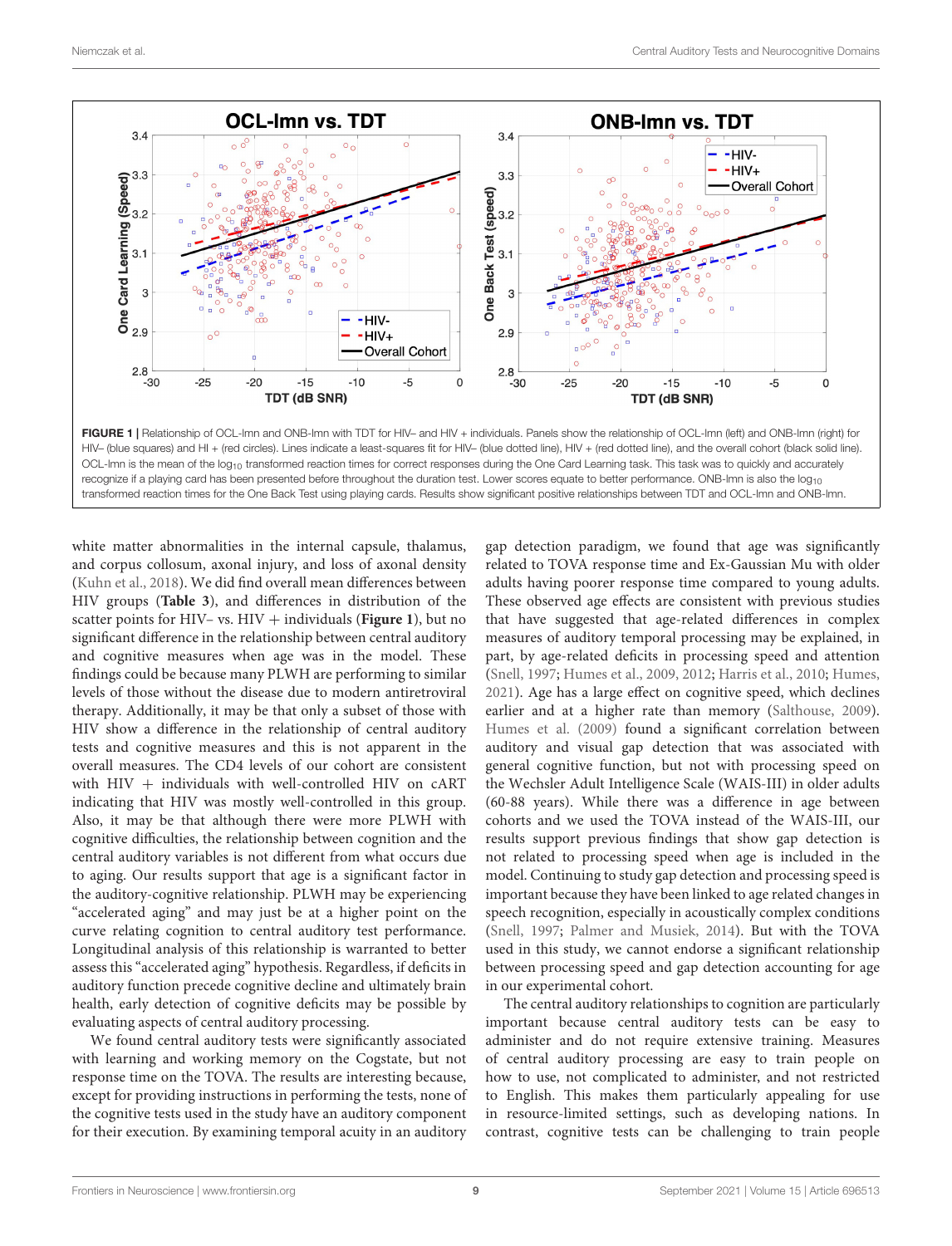**FIGURE 1 |** Relationship of OCL-lmn and ONB-lmn with TDT for HIV– and HIV + individuals. Panels show the relationship of OCL-lmn (left) and ONB-lmn (right) for HIV– (blue squares) and HI + (red circles). Lines indicate a least-squares fit for HIV– (blue dotted line), HIV + (red dotted line), and the overall cohort (black solid line). OCL-lmn is the mean of the $\log_{10}$ transformed reaction times for correct responses during the One Card Learning task. This task was to quickly and accurately recognize if a playing card has been presented before throughout the duration test. Lower scores equate to better performance. ONB-lmn is also the $\log_{10}$ transformed reaction times for the One Back Test using playing cards. Results show significant positive relationships between TDT and OCL-lmn and ONB-lmn.

white matter abnormalities in the internal capsule, thalamus, and corpus collosum, axonal injury, and loss of axonal density (Kuhn et al., 2018). We did find overall mean differences between HIV groups (**Table 3**), and differences in distribution of the scatter points for HIV– vs. HIV + individuals (**Figure 1**), but no significant difference in the relationship between central auditory and cognitive measures when age was in the model. These findings could be because many PLWH are performing to similar levels of those without the disease due to modern antiretroviral therapy. Additionally, it may be that only a subset of those with HIV show a difference in the relationship of central auditory tests and cognitive measures and this is not apparent in the overall measures. The CD4 levels of our cohort are consistent with HIV + individuals with well-controlled HIV on cART indicating that HIV was mostly well-controlled in this group. Also, it may be that although there were more PLWH with cognitive difficulties, the relationship between cognition and the central auditory variables is not different from what occurs due to aging. Our results support that age is a significant factor in the auditory-cognitive relationship. PLWH may be experiencing "accelerated aging" and may just be at a higher point on the curve relating cognition to central auditory test performance. Longitudinal analysis of this relationship is warranted to better assess this "accelerated aging" hypothesis. Regardless, if deficits in auditory function precede cognitive decline and ultimately brain health, early detection of cognitive deficits may be possible by evaluating aspects of central auditory processing.

We found central auditory tests were significantly associated with learning and working memory on the Cogstate, but not response time on the TOVA. The results are interesting because, except for providing instructions in performing the tests, none of the cognitive tests used in the study have an auditory component for their execution. By examining temporal acuity in an auditory gap detection paradigm, we found that age was significantly related to TOVA response time and Ex-Gaussian Mu with older adults having poorer response time compared to young adults. These observed age effects are consistent with previous studies that have suggested that age-related differences in complex measures of auditory temporal processing may be explained, in part, by age-related deficits in processing speed and attention (Snell, 1997; Humes et al., 2009, 2012; Harris et al., 2010; Humes, 2021). Age has a large effect on cognitive speed, which declines earlier and at a higher rate than memory (Salthouse, 2009). Humes et al. (2009) found a significant correlation between auditory and visual gap detection that was associated with general cognitive function, but not with processing speed on the Wechsler Adult Intelligence Scale (WAIS-III) in older adults (60-88 years). While there was a difference in age between cohorts and we used the TOVA instead of the WAIS-III, our results support previous findings that show gap detection is not related to processing speed when age is included in the model. Continuing to study gap detection and processing speed is important because they have been linked to age related changes in speech recognition, especially in acoustically complex conditions (Snell, 1997; Palmer and Musiek, 2014). But with the TOVA used in this study, we cannot endorse a significant relationship between processing speed and gap detection accounting for age in our experimental cohort.

The central auditory relationships to cognition are particularly important because central auditory tests can be easy to administer and do not require extensive training. Measures of central auditory processing are easy to train people on how to use, not complicated to administer, and not restricted to English. This makes them particularly appealing for use in resource-limited settings, such as developing nations. In contrast, cognitive tests can be challenging to train people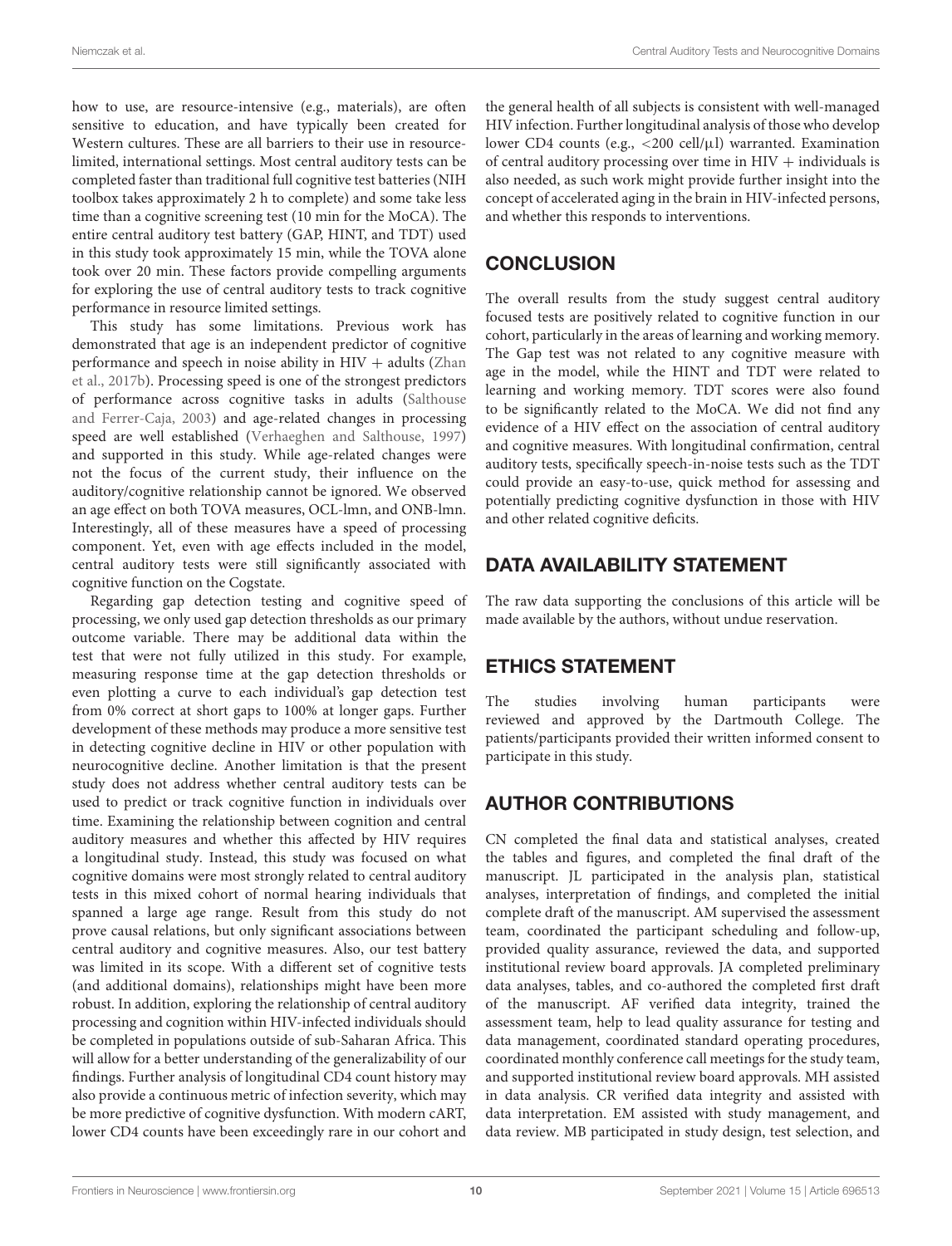how to use, are resource-intensive (e.g., materials), are often sensitive to education, and have typically been created for Western cultures. These are all barriers to their use in resource-limited, international settings. Most central auditory tests can be completed faster than traditional full cognitive test batteries (NIH toolbox takes approximately 2 h to complete) and some take less time than a cognitive screening test (10 min for the MoCA). The entire central auditory test battery (GAP, HINT, and TDT) used in this study took approximately 15 min, while the TOVA alone took over 20 min. These factors provide compelling arguments for exploring the use of central auditory tests to track cognitive performance in resource limited settings.

This study has some limitations. Previous work has demonstrated that age is an independent predictor of cognitive performance and speech in noise ability in HIV + adults (Zhan et al., 2017b). Processing speed is one of the strongest predictors of performance across cognitive tasks in adults (Salthouse and Ferrer-Caja, 2003) and age-related changes in processing speed are well established (Verhaeghen and Salthouse, 1997) and supported in this study. While age-related changes were not the focus of the current study, their influence on the auditory/cognitive relationship cannot be ignored. We observed an age effect on both TOVA measures, OCL-lmn, and ONB-lmn. Interestingly, all of these measures have a speed of processing component. Yet, even with age effects included in the model, central auditory tests were still significantly associated with cognitive function on the Cogstate.

Regarding gap detection testing and cognitive speed of processing, we only used gap detection thresholds as our primary outcome variable. There may be additional data within the test that were not fully utilized in this study. For example, measuring response time at the gap detection thresholds or even plotting a curve to each individual's gap detection test from 0% correct at short gaps to 100% at longer gaps. Further development of these methods may produce a more sensitive test in detecting cognitive decline in HIV or other population with neurocognitive decline. Another limitation is that the present study does not address whether central auditory tests can be used to predict or track cognitive function in individuals over time. Examining the relationship between cognition and central auditory measures and whether this affected by HIV requires a longitudinal study. Instead, this study was focused on what cognitive domains were most strongly related to central auditory tests in this mixed cohort of normal hearing individuals that spanned a large age range. Result from this study do not prove causal relations, but only significant associations between central auditory and cognitive measures. Also, our test battery was limited in its scope. With a different set of cognitive tests (and additional domains), relationships might have been more robust. In addition, exploring the relationship of central auditory processing and cognition within HIV-infected individuals should be completed in populations outside of sub-Saharan Africa. This will allow for a better understanding of the generalizability of our findings. Further analysis of longitudinal CD4 count history may also provide a continuous metric of infection severity, which may be more predictive of cognitive dysfunction. With modern cART, lower CD4 counts have been exceedingly rare in our cohort and the general health of all subjects is consistent with well-managed HIV infection. Further longitudinal analysis of those who develop lower CD4 counts (e.g., <200 cell/μl) warranted. Examination of central auditory processing over time in HIV + individuals is also needed, as such work might provide further insight into the concept of accelerated aging in the brain in HIV-infected persons, and whether this responds to interventions.

## CONCLUSION

The overall results from the study suggest central auditory focused tests are positively related to cognitive function in our cohort, particularly in the areas of learning and working memory. The Gap test was not related to any cognitive measure with age in the model, while the HINT and TDT were related to learning and working memory. TDT scores were also found to be significantly related to the MoCA. We did not find any evidence of a HIV effect on the association of central auditory and cognitive measures. With longitudinal confirmation, central auditory tests, specifically speech-in-noise tests such as the TDT could provide an easy-to-use, quick method for assessing and potentially predicting cognitive dysfunction in those with HIV and other related cognitive deficits.

## DATA AVAILABILITY STATEMENT

The raw data supporting the conclusions of this article will be made available by the authors, without undue reservation.

## ETHICS STATEMENT

The studies involving human participants were reviewed and approved by the Dartmouth College. The patients/participants provided their written informed consent to participate in this study.

## AUTHOR CONTRIBUTIONS

CN completed the final data and statistical analyses, created the tables and figures, and completed the final draft of the manuscript. JL participated in the analysis plan, statistical analyses, interpretation of findings, and completed the initial complete draft of the manuscript. AM supervised the assessment team, coordinated the participant scheduling and follow-up, provided quality assurance, reviewed the data, and supported institutional review board approvals. JA completed preliminary data analyses, tables, and co-authored the completed first draft of the manuscript. AF verified data integrity, trained the assessment team, help to lead quality assurance for testing and data management, coordinated standard operating procedures, coordinated monthly conference call meetings for the study team, and supported institutional review board approvals. MH assisted in data analysis. CR verified data integrity and assisted with data interpretation. EM assisted with study management, and data review. MB participated in study design, test selection, and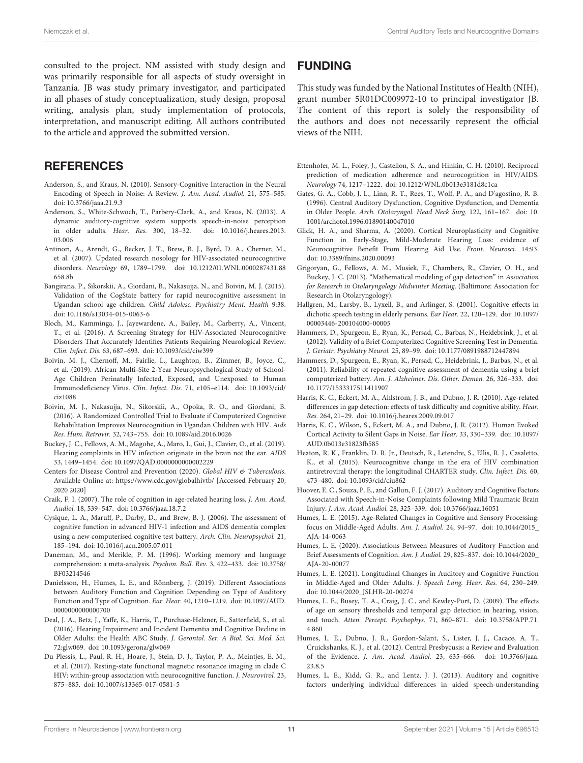consulted to the project. NM assisted with study design and was primarily responsible for all aspects of study oversight in Tanzania. JB was study primary investigator, and participated in all phases of study conceptualization, study design, proposal writing, analysis plan, study implementation of protocols, interpretation, and manuscript editing. All authors contributed to the article and approved the submitted version.

## FUNDING

This study was funded by the National Institutes of Health (NIH), grant number 5R01DC009972-10 to principal investigator JB. The content of this report is solely the responsibility of the authors and does not necessarily represent the official views of the NIH.

## REFERENCES

Anderson, S., and Kraus, N. (2010). Sensory-Cognitive Interaction in the Neural Encoding of Speech in Noise: A Review. *J. Am. Acad. Audiol.* 21, 575–585. doi: 10.3766/jaaa.21.9.3

Anderson, S., White-Schwoch, T., Parbery-Clark, A., and Kraus, N. (2013). A dynamic auditory-cognitive system supports speech-in-noise perception in older adults. *Hear. Res.* 300, 18–32. doi: 10.1016/j.heares.2013.03.006

Antinori, A., Arendt, G., Becker, J. T., Brew, B. J., Byrd, D. A., Cherner, M., et al. (2007). Updated research nosology for HIV-associated neurocognitive disorders. *Neurology* 69, 1789–1799. doi: 10.1212/01.WNL.0000287431.88658.8b

Bangirana, P., Sikorskii, A., Giordani, B., Nakasujja, N., and Boivin, M. J. (2015). Validation of the CogState battery for rapid neurocognitive assessment in Ugandan school age children. *Child Adolesc. Psychiatry Ment. Health* 9:38. doi: 10.1186/s13034-015-0063-6

Bloch, M., Kamminga, J., Jayewardene, A., Bailey, M., Carberry, A., Vincent, T., et al. (2016). A Screening Strategy for HIV-Associated Neurocognitive Disorders That Accurately Identifies Patients Requiring Neurological Review. *Clin. Infect. Dis.* 63, 687–693. doi: 10.1093/cid/ciw399

Boivin, M. J., Chernoff, M., Fairlie, L., Laughton, B., Zimmer, B., Joyce, C., et al. (2019). African Multi-Site 2-Year Neuropsychological Study of School-Age Children Perinatally Infected, Exposed, and Unexposed to Human Immunodeficiency Virus. *Clin. Infect. Dis.* 71, e105–e114. doi: 10.1093/cid/ciz1088

Boivin, M. J., Nakasujja, N., Sikorskii, A., Opoka, R. O., and Giordani, B. (2016). A Randomized Controlled Trial to Evaluate if Computerized Cognitive Rehabilitation Improves Neurocognition in Ugandan Children with HIV. *Aids Res. Hum. Retrovir.* 32, 743–755. doi: 10.1089/aid.2016.0026

Buckey, J. C., Fellows, A. M., Magohe, A., Maro, I., Gui, J., Clavier, O., et al. (2019). Hearing complaints in HIV infection originate in the brain not the ear. *AIDS* 33, 1449–1454. doi: 10.1097/QAD.0000000000002229

Centers for Disease Control and Prevention (2020). *Global HIV & Tuberculosis*. Available Online at: https://www.cdc.gov/globalhivtb/ [Accessed February 20, 2020 2020]

Craik, F. I. (2007). The role of cognition in age-related hearing loss. *J. Am. Acad. Audiol.* 18, 539–547. doi: 10.3766/jaaa.18.7.2

Cysique, L. A., Maruff, P., Darby, D., and Brew, B. J. (2006). The assessment of cognitive function in advanced HIV-1 infection and AIDS dementia complex using a new computerised cognitive test battery. *Arch. Clin. Neuropsychol.* 21, 185–194. doi: 10.1016/j.acn.2005.07.011

Daneman, M., and Merikle, P. M. (1996). Working memory and language comprehension: a meta-analysis. *Psychon. Bull. Rev.* 3, 422–433. doi: 10.3758/BF03214546

Danielsson, H., Humes, L. E., and Rönnberg, J. (2019). Different Associations between Auditory Function and Cognition Depending on Type of Auditory Function and Type of Cognition. *Ear. Hear.* 40, 1210–1219. doi: 10.1097/AUD.0000000000000700

Deal, J. A., Betz, J., Yaffe, K., Harris, T., Purchase-Helzner, E., Satterfield, S., et al. (2016). Hearing Impairment and Incident Dementia and Cognitive Decline in Older Adults: the Health ABC Study. *J. Gerontol. Ser. A Biol. Sci. Med. Sci.* 72:glw069. doi: 10.1093/gerona/glw069

Du Plessis, L., Paul, R. H., Hoare, J., Stein, D. J., Taylor, P. A., Meintjes, E. M., et al. (2017). Resting-state functional magnetic resonance imaging in clade C HIV: within-group association with neurocognitive function. *J. Neurovirol.* 23, 875–885. doi: 10.1007/s13365-017-0581-5

Ettenhofer, M. L., Foley, J., Castellon, S. A., and Hinkin, C. H. (2010). Reciprocal prediction of medication adherence and neurocognition in HIV/AIDS. *Neurology* 74, 1217–1222. doi: 10.1212/WNL.0b013e3181d8c1ca

Gates, G. A., Cobb, J. L., Linn, R. T., Rees, T., Wolf, P. A., and D'agostino, R. B. (1996). Central Auditory Dysfunction, Cognitive Dysfunction, and Dementia in Older People. *Arch. Otolaryngol. Head Neck Surg.* 122, 161–167. doi: 10.1001/archotol.1996.01890140047010

Glick, H. A., and Sharma, A. (2020). Cortical Neuroplasticity and Cognitive Function in Early-Stage, Mild-Moderate Hearing Loss: evidence of Neurocognitive Benefit From Hearing Aid Use. *Front. Neurosci.* 14:93. doi: 10.3389/fnins.2020.00093

Grigoryan, G., Fellows, A. M., Musiek, F., Chambers, R., Clavier, O. H., and Buckey, J. C. (2013). "Mathematical modeling of gap detection" in *Association for Research in Otolaryngology Midwinter Meeting*. (Baltimore: Association for Research in Otolaryngology).

Hallgren, M., Larsby, B., Lyxell, B., and Arlinger, S. (2001). Cognitive effects in dichotic speech testing in elderly persons. *Ear Hear.* 22, 120–129. doi: 10.1097/00003446-200104000-00005

Hammers, D., Spurgeon, E., Ryan, K., Persad, C., Barbas, N., Heidebrink, J., et al. (2012). Validity of a Brief Computerized Cognitive Screening Test in Dementia. *J. Geriatr. Psychiatry Neurol.* 25, 89–99. doi: 10.1177/0891988712447894

Hammers, D., Spurgeon, E., Ryan, K., Persad, C., Heidebrink, J., Barbas, N., et al. (2011). Reliability of repeated cognitive assessment of dementia using a brief computerized battery. *Am. J. Alzheimer. Dis. Other. Demen.* 26, 326–333. doi: 10.1177/1533317511411907

Harris, K. C., Eckert, M. A., Ahlstrom, J. B., and Dubno, J. R. (2010). Age-related differences in gap detection: effects of task difficulty and cognitive ability. *Hear. Res.* 264, 21–29. doi: 10.1016/j.heares.2009.09.017

Harris, K. C., Wilson, S., Eckert, M. A., and Dubno, J. R. (2012). Human Evoked Cortical Activity to Silent Gaps in Noise. *Ear Hear.* 33, 330–339. doi: 10.1097/AUD.0b013e31823fb585

Heaton, R. K., Franklin, D. R. Jr., Deutsch, R., Letendre, S., Ellis, R. J., Casaletto, K., et al. (2015). Neurocognitive change in the era of HIV combination antiretroviral therapy: the longitudinal CHARTER study. *Clin. Infect. Dis.* 60, 473–480. doi: 10.1093/cid/ciu862

Hoover, E. C., Souza, P. E., and Gallun, F. J. (2017). Auditory and Cognitive Factors Associated with Speech-in-Noise Complaints following Mild Traumatic Brain Injury. *J. Am. Acad. Audiol.* 28, 325–339. doi: 10.3766/jaaa.16051

Humes, L. E. (2015). Age-Related Changes in Cognitive and Sensory Processing: focus on Middle-Aged Adults. *Am. J. Audiol.* 24, 94–97. doi: 10.1044/2015_AJA-14-0063

Humes, L. E. (2020). Associations Between Measures of Auditory Function and Brief Assessments of Cognition. *Am. J. Audiol.* 29, 825–837. doi: 10.1044/2020_AJA-20-00077

Humes, L. E. (2021). Longitudinal Changes in Auditory and Cognitive Function in Middle-Aged and Older Adults. *J. Speech Lang. Hear. Res.* 64, 230–249. doi: 10.1044/2020_JSLHR-20-00274

Humes, L. E., Busey, T. A., Craig, J. C., and Kewley-Port, D. (2009). The effects of age on sensory thresholds and temporal gap detection in hearing, vision, and touch. *Atten. Percept. Psychophys.* 71, 860–871. doi: 10.3758/APP.71.4.860

Humes, L. E., Dubno, J. R., Gordon-Salant, S., Lister, J. J., Cacace, A. T., Cruickshanks, K. J., et al. (2012). Central Presbycusis: a Review and Evaluation of the Evidence. *J. Am. Acad. Audiol.* 23, 635–666. doi: 10.3766/jaaa.23.8.5

Humes, L. E., Kidd, G. R., and Lentz, J. J. (2013). Auditory and cognitive factors underlying individual differences in aided speech-understanding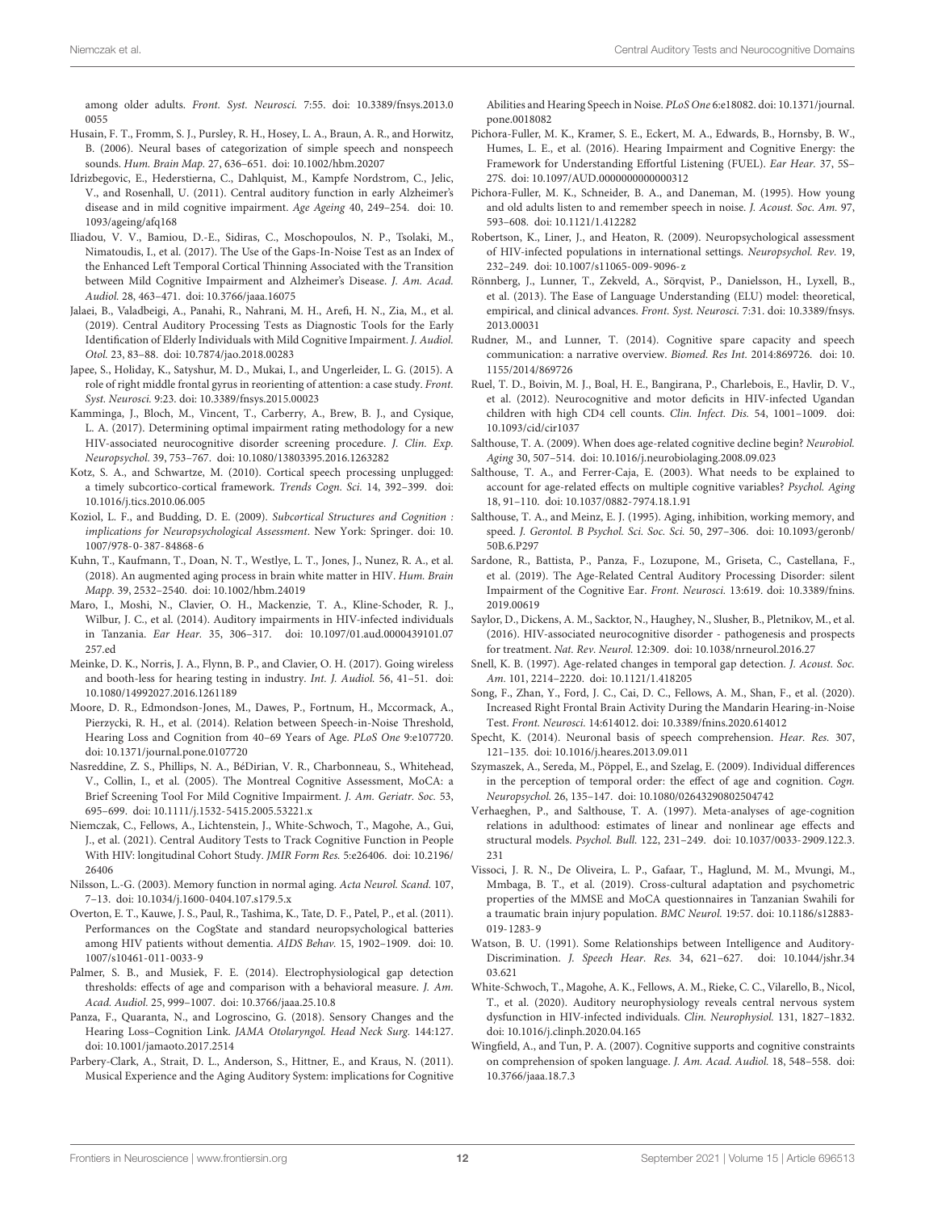among older adults. *Front. Syst. Neurosci.* 7:55. doi: 10.3389/fnsys.2013.00055

Husain, F. T., Fromm, S. J., Pursley, R. H., Hosey, L. A., Braun, A. R., and Horwitz, B. (2006). Neural bases of categorization of simple speech and nonspeech sounds. *Hum. Brain Map.* 27, 636–651. doi: 10.1002/hbm.20207

Idrizbegovic, E., Hederstierna, C., Dahlquist, M., Kampfe Nordstrom, C., Jelic, V., and Rosenhall, U. (2011). Central auditory function in early Alzheimer's disease and in mild cognitive impairment. *Age Ageing* 40, 249–254. doi: 10.1093/ageing/afq168

Iliadou, V. V., Bamiou, D.-E., Sidiras, C., Moschopoulos, N. P., Tsolaki, M., Nimatoudis, I., et al. (2017). The Use of the Gaps-In-Noise Test as an Index of the Enhanced Left Temporal Cortical Thinning Associated with the Transition between Mild Cognitive Impairment and Alzheimer's Disease. *J. Am. Acad. Audiol.* 28, 463–471. doi: 10.3766/jaaa.16075

Jalaei, B., Valadbeigi, A., Panahi, R., Nahrani, M. H., Arefi, H. N., Zia, M., et al. (2019). Central Auditory Processing Tests as Diagnostic Tools for the Early Identification of Elderly Individuals with Mild Cognitive Impairment. *J. Audiol. Otol.* 23, 83–88. doi: 10.7874/jao.2018.00283

Japee, S., Holiday, K., Satyshur, M. D., Mukai, I., and Ungerleider, L. G. (2015). A role of right middle frontal gyrus in reorienting of attention: a case study. *Front. Syst. Neurosci.* 9:23. doi: 10.3389/fnsys.2015.00023

Kamminga, J., Bloch, M., Vincent, T., Carberry, A., Brew, B. J., and Cysique, L. A. (2017). Determining optimal impairment rating methodology for a new HIV-associated neurocognitive disorder screening procedure. *J. Clin. Exp. Neuropsychol.* 39, 753–767. doi: 10.1080/13803395.2016.1263282

Kotz, S. A., and Schwartze, M. (2010). Cortical speech processing unplugged: a timely subcortico-cortical framework. *Trends Cogn. Sci.* 14, 392–399. doi: 10.1016/j.tics.2010.06.005

Koziol, L. F., and Budding, D. E. (2009). *Subcortical Structures and Cognition : implications for Neuropsychological Assessment*. New York: Springer. doi: 10.1007/978-0-387-84868-6

Kuhn, T., Kaufmann, T., Doan, N. T., Westlye, L. T., Jones, J., Nunez, R. A., et al. (2018). An augmented aging process in brain white matter in HIV. *Hum. Brain Mapp.* 39, 2532–2540. doi: 10.1002/hbm.24019

Maro, I., Moshi, N., Clavier, O. H., Mackenzie, T. A., Kline-Schoder, R. J., Wilbur, J. C., et al. (2014). Auditory impairments in HIV-infected individuals in Tanzania. *Ear Hear.* 35, 306–317. doi: 10.1097/01.aud.0000439101.07257.ed

Meinke, D. K., Norris, J. A., Flynn, B. P., and Clavier, O. H. (2017). Going wireless and booth-less for hearing testing in industry. *Int. J. Audiol.* 56, 41–51. doi: 10.1080/14992027.2016.1261189

Moore, D. R., Edmondson-Jones, M., Dawes, P., Fortnum, H., Mccormack, A., Pierzycki, R. H., et al. (2014). Relation between Speech-in-Noise Threshold, Hearing Loss and Cognition from 40–69 Years of Age. *PLoS One* 9:e107720. doi: 10.1371/journal.pone.0107720

Nasreddine, Z. S., Phillips, N. A., BéDirian, V. R., Charbonneau, S., Whitehead, V., Collin, I., et al. (2005). The Montreal Cognitive Assessment, MoCA: a Brief Screening Tool For Mild Cognitive Impairment. *J. Am. Geriatr. Soc.* 53, 695–699. doi: 10.1111/j.1532-5415.2005.53221.x

Niemczak, C., Fellows, A., Lichtenstein, J., White-Schwoch, T., Magohe, A., Gui, J., et al. (2021). Central Auditory Tests to Track Cognitive Function in People With HIV: longitudinal Cohort Study. *JMIR Form Res.* 5:e26406. doi: 10.2196/26406

Nilsson, L.-G. (2003). Memory function in normal aging. *Acta Neurol. Scand.* 107, 7–13. doi: 10.1034/j.1600-0404.107.s179.5.x

Overton, E. T., Kauwe, J. S., Paul, R., Tashima, K., Tate, D. F., Patel, P., et al. (2011). Performances on the CogState and standard neuropsychological batteries among HIV patients without dementia. *AIDS Behav.* 15, 1902–1909. doi: 10.1007/s10461-011-0033-9

Palmer, S. B., and Musiek, F. E. (2014). Electrophysiological gap detection thresholds: effects of age and comparison with a behavioral measure. *J. Am. Acad. Audiol.* 25, 999–1007. doi: 10.3766/jaaa.25.10.8

Panza, F., Quaranta, N., and Logroscino, G. (2018). Sensory Changes and the Hearing Loss–Cognition Link. *JAMA Otolaryngol. Head Neck Surg.* 144:127. doi: 10.1001/jamaoto.2017.2514

Parbery-Clark, A., Strait, D. L., Anderson, S., Hittner, E., and Kraus, N. (2011). Musical Experience and the Aging Auditory System: implications for Cognitive Abilities and Hearing Speech in Noise. *PLoS One* 6:e18082. doi: 10.1371/journal.pone.0018082

Pichora-Fuller, M. K., Kramer, S. E., Eckert, M. A., Edwards, B., Hornsby, B. W., Humes, L. E., et al. (2016). Hearing Impairment and Cognitive Energy: the Framework for Understanding Effortful Listening (FUEL). *Ear Hear.* 37, 5S–27S. doi: 10.1097/AUD.0000000000000312

Pichora-Fuller, M. K., Schneider, B. A., and Daneman, M. (1995). How young and old adults listen to and remember speech in noise. *J. Acoust. Soc. Am.* 97, 593–608. doi: 10.1121/1.412282

Robertson, K., Liner, J., and Heaton, R. (2009). Neuropsychological assessment of HIV-infected populations in international settings. *Neuropsychol. Rev.* 19, 232–249. doi: 10.1007/s11065-009-9096-z

Rönnberg, J., Lunner, T., Zekveld, A., Sörqvist, P., Danielsson, H., Lyxell, B., et al. (2013). The Ease of Language Understanding (ELU) model: theoretical, empirical, and clinical advances. *Front. Syst. Neurosci.* 7:31. doi: 10.3389/fnsys.2013.00031

Rudner, M., and Lunner, T. (2014). Cognitive spare capacity and speech communication: a narrative overview. *Biomed. Res Int.* 2014:869726. doi: 10.1155/2014/869726

Ruel, T. D., Boivin, M. J., Boal, H. E., Bangirana, P., Charlebois, E., Havlir, D. V., et al. (2012). Neurocognitive and motor deficits in HIV-infected Ugandan children with high CD4 cell counts. *Clin. Infect. Dis.* 54, 1001–1009. doi: 10.1093/cid/cir1037

Salthouse, T. A. (2009). When does age-related cognitive decline begin? *Neurobiol. Aging* 30, 507–514. doi: 10.1016/j.neurobiolaging.2008.09.023

Salthouse, T. A., and Ferrer-Caja, E. (2003). What needs to be explained to account for age-related effects on multiple cognitive variables? *Psychol. Aging* 18, 91–110. doi: 10.1037/0882-7974.18.1.91

Salthouse, T. A., and Meinz, E. J. (1995). Aging, inhibition, working memory, and speed. *J. Gerontol. B Psychol. Sci. Soc. Sci.* 50, 297–306. doi: 10.1093/geronb/50B.6.P297

Sardone, R., Battista, P., Panza, F., Lozupone, M., Griseta, C., Castellana, F., et al. (2019). The Age-Related Central Auditory Processing Disorder: silent Impairment of the Cognitive Ear. *Front. Neurosci.* 13:619. doi: 10.3389/fnins.2019.00619

Saylor, D., Dickens, A. M., Sacktor, N., Haughey, N., Slusher, B., Pletnikov, M., et al. (2016). HIV-associated neurocognitive disorder - pathogenesis and prospects for treatment. *Nat. Rev. Neurol.* 12:309. doi: 10.1038/nrneurol.2016.27

Snell, K. B. (1997). Age-related changes in temporal gap detection. *J. Acoust. Soc. Am.* 101, 2214–2220. doi: 10.1121/1.418205

Song, F., Zhan, Y., Ford, J. C., Cai, D. C., Fellows, A. M., Shan, F., et al. (2020). Increased Right Frontal Brain Activity During the Mandarin Hearing-in-Noise Test. *Front. Neurosci.* 14:614012. doi: 10.3389/fnins.2020.614012

Specht, K. (2014). Neuronal basis of speech comprehension. *Hear. Res.* 307, 121–135. doi: 10.1016/j.heares.2013.09.011

Szymaszek, A., Sereda, M., Pöppel, E., and Szelag, E. (2009). Individual differences in the perception of temporal order: the effect of age and cognition. *Cogn. Neuropsychol.* 26, 135–147. doi: 10.1080/02643290802504742

Verhaeghen, P., and Salthouse, T. A. (1997). Meta-analyses of age-cognition relations in adulthood: estimates of linear and nonlinear age effects and structural models. *Psychol. Bull.* 122, 231–249. doi: 10.1037/0033-2909.122.3.231

Vissoci, J. R. N., De Oliveira, L. P., Gafaar, T., Haglund, M. M., Mvungi, M., Mmbaga, B. T., et al. (2019). Cross-cultural adaptation and psychometric properties of the MMSE and MoCA questionnaires in Tanzanian Swahili for a traumatic brain injury population. *BMC Neurol.* 19:57. doi: 10.1186/s12883-019-1283-9

Watson, B. U. (1991). Some Relationships between Intelligence and Auditory-Discrimination. *J. Speech Hear. Res.* 34, 621–627. doi: 10.1044/jshr.3403.621

White-Schwoch, T., Magohe, A. K., Fellows, A. M., Rieke, C. C., Vilarello, B., Nicol, T., et al. (2020). Auditory neurophysiology reveals central nervous system dysfunction in HIV-infected individuals. *Clin. Neurophysiol.* 131, 1827–1832. doi: 10.1016/j.clinph.2020.04.165

Wingfield, A., and Tun, P. A. (2007). Cognitive supports and cognitive constraints on comprehension of spoken language. *J. Am. Acad. Audiol.* 18, 548–558. doi: 10.3766/jaaa.18.7.3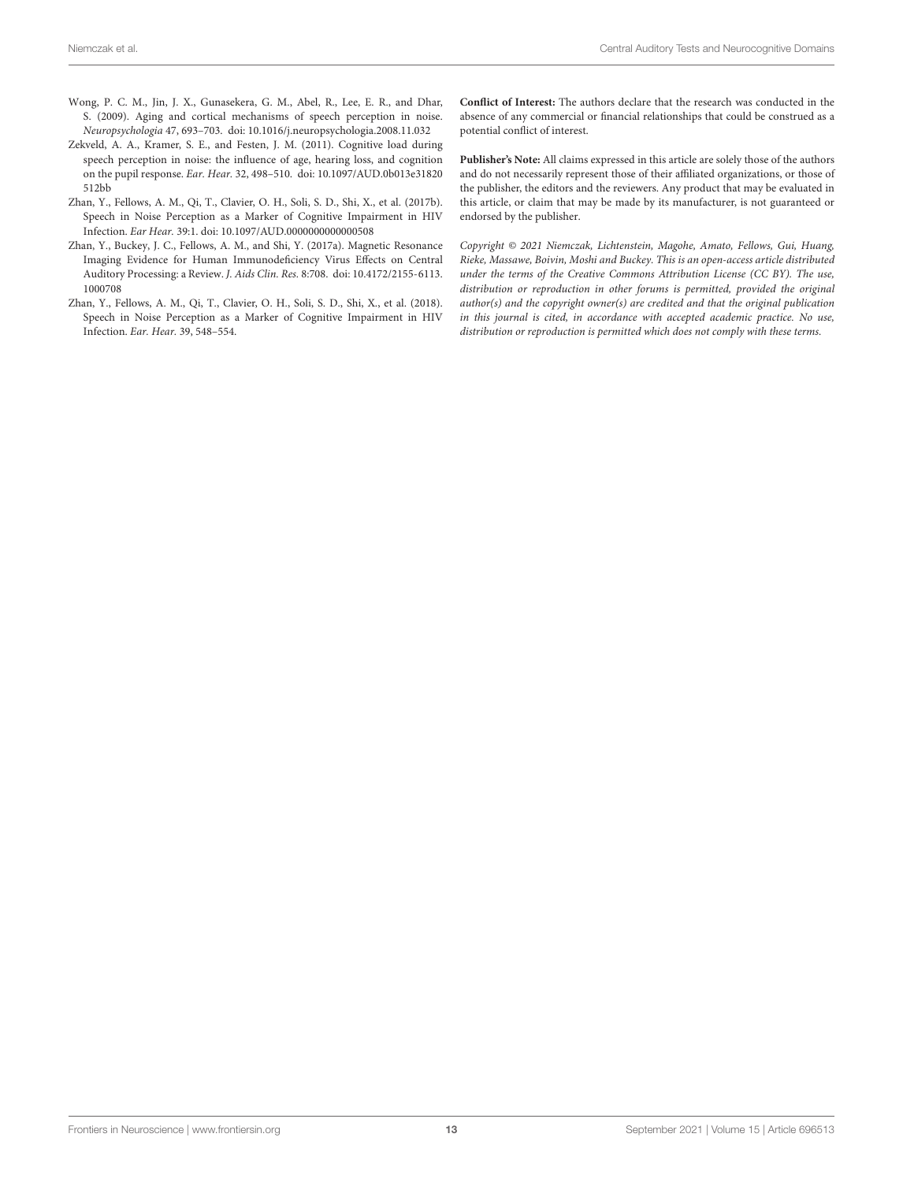Wong, P. C. M., Jin, J. X., Gunasekera, G. M., Abel, R., Lee, E. R., and Dhar, S. (2009). Aging and cortical mechanisms of speech perception in noise. *Neuropsychologia* 47, 693–703. doi: 10.1016/j.neuropsychologia.2008.11.032

Zekveld, A. A., Kramer, S. E., and Festen, J. M. (2011). Cognitive load during speech perception in noise: the influence of age, hearing loss, and cognition on the pupil response. *Ear. Hear.* 32, 498–510. doi: 10.1097/AUD.0b013e31820512bb

Zhan, Y., Fellows, A. M., Qi, T., Clavier, O. H., Soli, S. D., Shi, X., et al. (2017b). Speech in Noise Perception as a Marker of Cognitive Impairment in HIV Infection. *Ear Hear.* 39:1. doi: 10.1097/AUD.0000000000000508

Zhan, Y., Buckey, J. C., Fellows, A. M., and Shi, Y. (2017a). Magnetic Resonance Imaging Evidence for Human Immunodeficiency Virus Effects on Central Auditory Processing: a Review. *J. Aids Clin. Res.* 8:708. doi: 10.4172/2155-6113.1000708

Zhan, Y., Fellows, A. M., Qi, T., Clavier, O. H., Soli, S. D., Shi, X., et al. (2018). Speech in Noise Perception as a Marker of Cognitive Impairment in HIV Infection. *Ear. Hear.* 39, 548–554.

**Conflict of Interest:** The authors declare that the research was conducted in the absence of any commercial or financial relationships that could be construed as a potential conflict of interest.

**Publisher's Note:** All claims expressed in this article are solely those of the authors and do not necessarily represent those of their affiliated organizations, or those of the publisher, the editors and the reviewers. Any product that may be evaluated in this article, or claim that may be made by its manufacturer, is not guaranteed or endorsed by the publisher.

*Copyright © 2021 Niemczak, Lichtenstein, Magohe, Amato, Fellows, Gui, Huang, Rieke, Massawe, Boivin, Moshi and Buckey. This is an open-access article distributed under the terms of the Creative Commons Attribution License (CC BY). The use, distribution or reproduction in other forums is permitted, provided the original author(s) and the copyright owner(s) are credited and that the original publication in this journal is cited, in accordance with accepted academic practice. No use, distribution or reproduction is permitted which does not comply with these terms.*